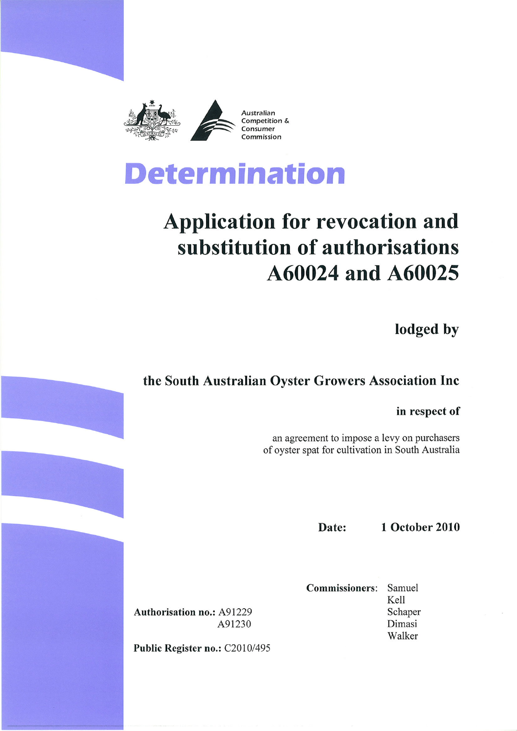Australian Competition & Consumer Commission

# Determination

## Application for revocation and substitution of authorisations A60024 and A60025

**lodged by**

**the South Australian Oyster Growers Association Inc**

**in respect of**

an agreement to impose a levy on purchasers of oyster spat for cultivation in South Australia

**Date:** **1 October 2010**

**Commissioners:** Samuel
Kell
Schaper
Dimasi
Walker

**Authorisation no.:** A91229
A91230

**Public Register no.:** C2010/495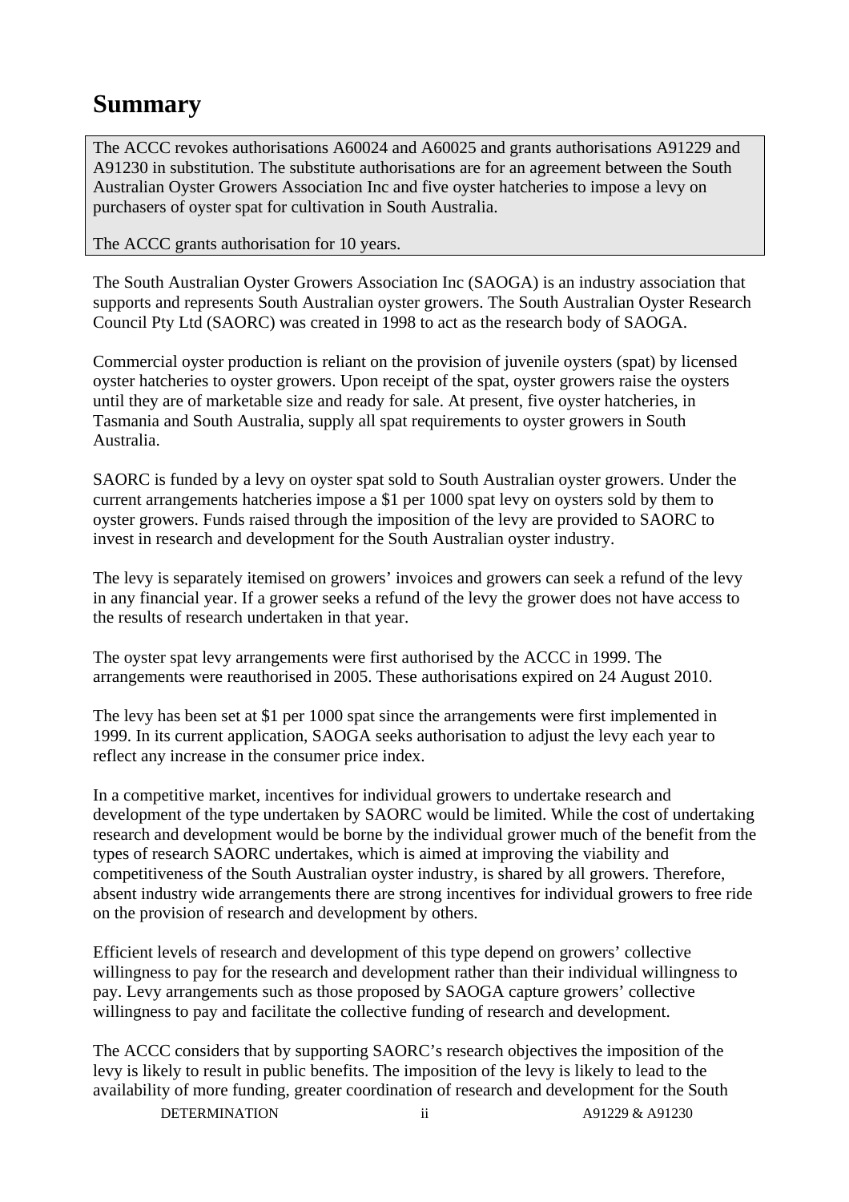# Summary

The ACCC revokes authorisations A60024 and A60025 and grants authorisations A91229 and A91230 in substitution. The substitute authorisations are for an agreement between the South Australian Oyster Growers Association Inc and five oyster hatcheries to impose a levy on purchasers of oyster spat for cultivation in South Australia.

The ACCC grants authorisation for 10 years.

The South Australian Oyster Growers Association Inc (SAOGA) is an industry association that supports and represents South Australian oyster growers. The South Australian Oyster Research Council Pty Ltd (SAORC) was created in 1998 to act as the research body of SAOGA.

Commercial oyster production is reliant on the provision of juvenile oysters (spat) by licensed oyster hatcheries to oyster growers. Upon receipt of the spat, oyster growers raise the oysters until they are of marketable size and ready for sale. At present, five oyster hatcheries, in Tasmania and South Australia, supply all spat requirements to oyster growers in South Australia.

SAORC is funded by a levy on oyster spat sold to South Australian oyster growers. Under the current arrangements hatcheries impose a $1 per 1000 spat levy on oysters sold by them to oyster growers. Funds raised through the imposition of the levy are provided to SAORC to invest in research and development for the South Australian oyster industry.

The levy is separately itemised on growers' invoices and growers can seek a refund of the levy in any financial year. If a grower seeks a refund of the levy the grower does not have access to the results of research undertaken in that year.

The oyster spat levy arrangements were first authorised by the ACCC in 1999. The arrangements were reauthorised in 2005. These authorisations expired on 24 August 2010.

The levy has been set at $1 per 1000 spat since the arrangements were first implemented in 1999. In its current application, SAOGA seeks authorisation to adjust the levy each year to reflect any increase in the consumer price index.

In a competitive market, incentives for individual growers to undertake research and development of the type undertaken by SAORC would be limited. While the cost of undertaking research and development would be borne by the individual grower much of the benefit from the types of research SAORC undertakes, which is aimed at improving the viability and competitiveness of the South Australian oyster industry, is shared by all growers. Therefore, absent industry wide arrangements there are strong incentives for individual growers to free ride on the provision of research and development by others.

Efficient levels of research and development of this type depend on growers' collective willingness to pay for the research and development rather than their individual willingness to pay. Levy arrangements such as those proposed by SAOGA capture growers' collective willingness to pay and facilitate the collective funding of research and development.

The ACCC considers that by supporting SAORC's research objectives the imposition of the levy is likely to result in public benefits. The imposition of the levy is likely to lead to the availability of more funding, greater coordination of research and development for the South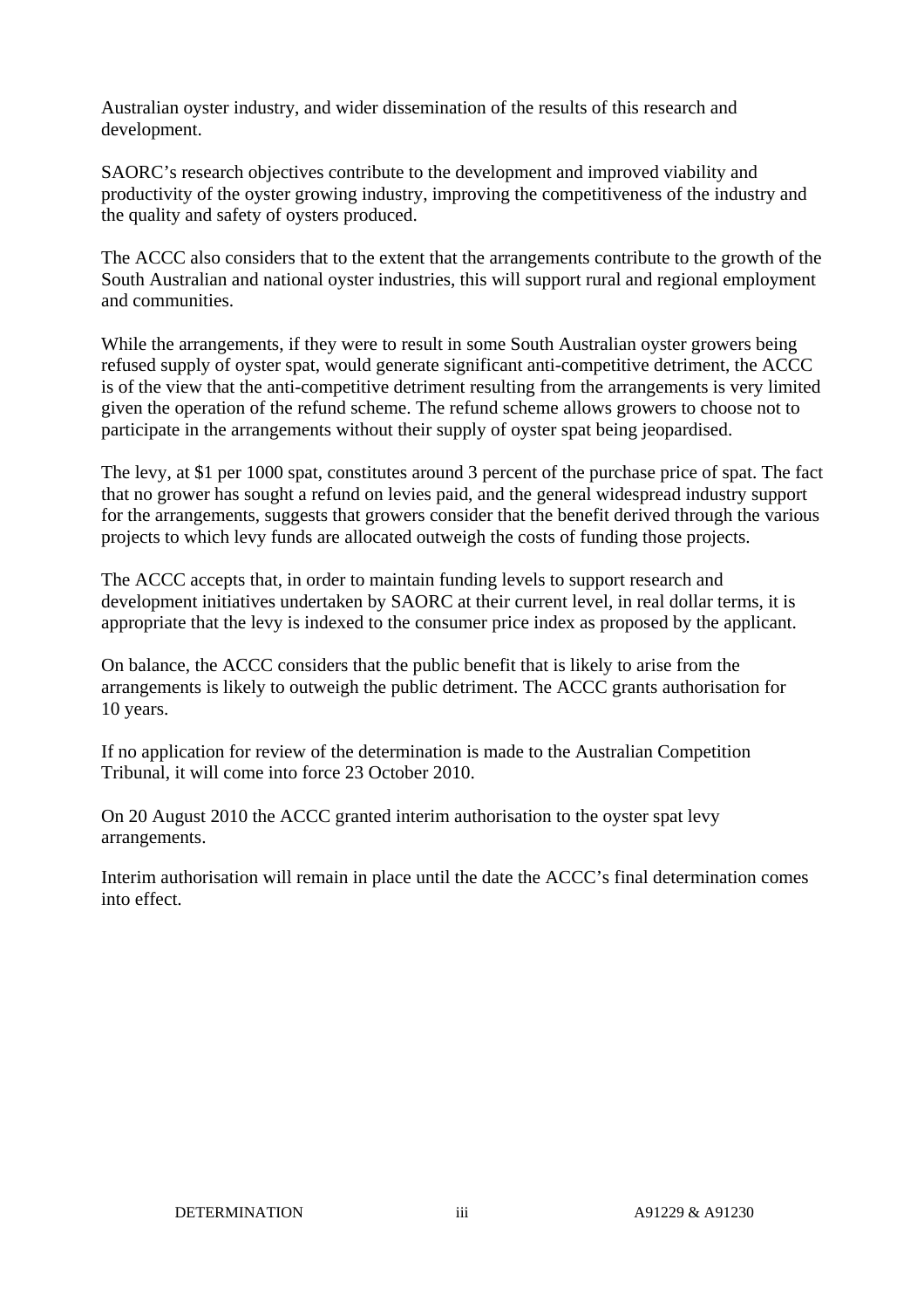Australian oyster industry, and wider dissemination of the results of this research and development.

SAORC's research objectives contribute to the development and improved viability and productivity of the oyster growing industry, improving the competitiveness of the industry and the quality and safety of oysters produced.

The ACCC also considers that to the extent that the arrangements contribute to the growth of the South Australian and national oyster industries, this will support rural and regional employment and communities.

While the arrangements, if they were to result in some South Australian oyster growers being refused supply of oyster spat, would generate significant anti-competitive detriment, the ACCC is of the view that the anti-competitive detriment resulting from the arrangements is very limited given the operation of the refund scheme. The refund scheme allows growers to choose not to participate in the arrangements without their supply of oyster spat being jeopardised.

The levy, at $1 per 1000 spat, constitutes around 3 percent of the purchase price of spat. The fact that no grower has sought a refund on levies paid, and the general widespread industry support for the arrangements, suggests that growers consider that the benefit derived through the various projects to which levy funds are allocated outweigh the costs of funding those projects.

The ACCC accepts that, in order to maintain funding levels to support research and development initiatives undertaken by SAORC at their current level, in real dollar terms, it is appropriate that the levy is indexed to the consumer price index as proposed by the applicant.

On balance, the ACCC considers that the public benefit that is likely to arise from the arrangements is likely to outweigh the public detriment. The ACCC grants authorisation for 10 years.

If no application for review of the determination is made to the Australian Competition Tribunal, it will come into force 23 October 2010.

On 20 August 2010 the ACCC granted interim authorisation to the oyster spat levy arrangements.

Interim authorisation will remain in place until the date the ACCC's final determination comes into effect.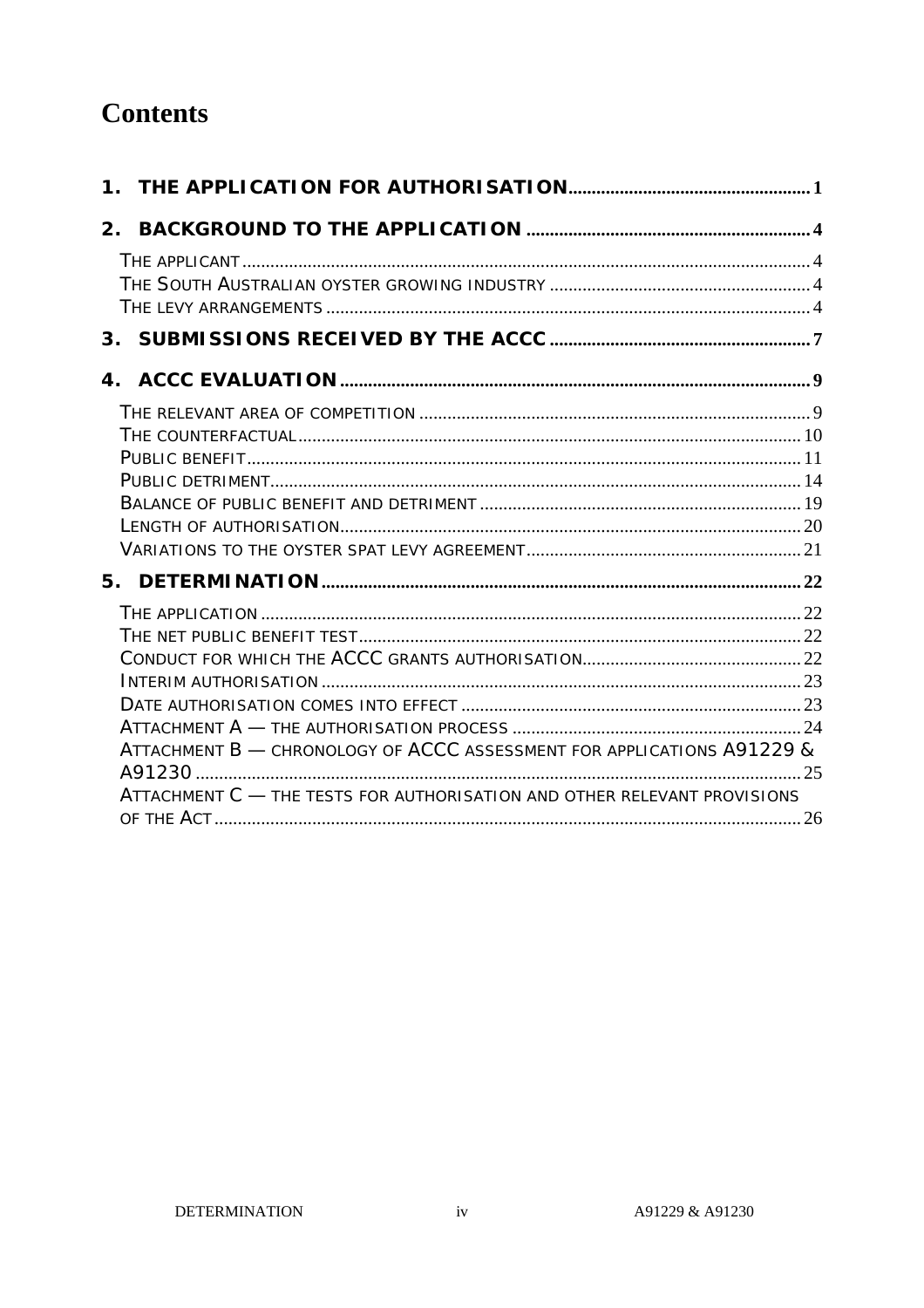# Contents

1. THE APPLICATION FOR AUTHORISATION .................................................... 1

2. BACKGROUND TO THE APPLICATION ..................................................... 4
   - THE APPLICANT ........................................................................ 4
   - THE SOUTH AUSTRALIAN OYSTER GROWING INDUSTRY .......................................... 4
   - THE LEVY ARRANGEMENTS ................................................................ 4

3. SUBMISSIONS RECEIVED BY THE ACCC ...................................................... 7

4. ACCC EVALUATION ....................................................................... 9
   - THE RELEVANT AREA OF COMPETITION ..................................................... 9
   - THE COUNTERFACTUAL .................................................................. 10
   - PUBLIC BENEFIT ...................................................................... 11
   - PUBLIC DETRIMENT .................................................................... 14
   - BALANCE OF PUBLIC BENEFIT AND DETRIMENT ............................................. 19
   - LENGTH OF AUTHORISATION ............................................................. 20
   - VARIATIONS TO THE OYSTER SPAT LEVY AGREEMENT ........................................ 21

5. DETERMINATION ........................................................................ 22
   - THE APPLICATION ..................................................................... 22
   - THE NET PUBLIC BENEFIT TEST ......................................................... 22
   - CONDUCT FOR WHICH THE ACCC GRANTS AUTHORISATION ..................................... 22
   - INTERIM AUTHORISATION ............................................................... 23
   - DATE AUTHORISATION COMES INTO EFFECT ................................................ 23
   - ATTACHMENT A — THE AUTHORISATION PROCESS ............................................ 24
   - ATTACHMENT B — CHRONOLOGY OF ACCC ASSESSMENT FOR APPLICATIONS A91229 & A91230 ........ 25
   - ATTACHMENT C — THE TESTS FOR AUTHORISATION AND OTHER RELEVANT PROVISIONS OF THE ACT ... 26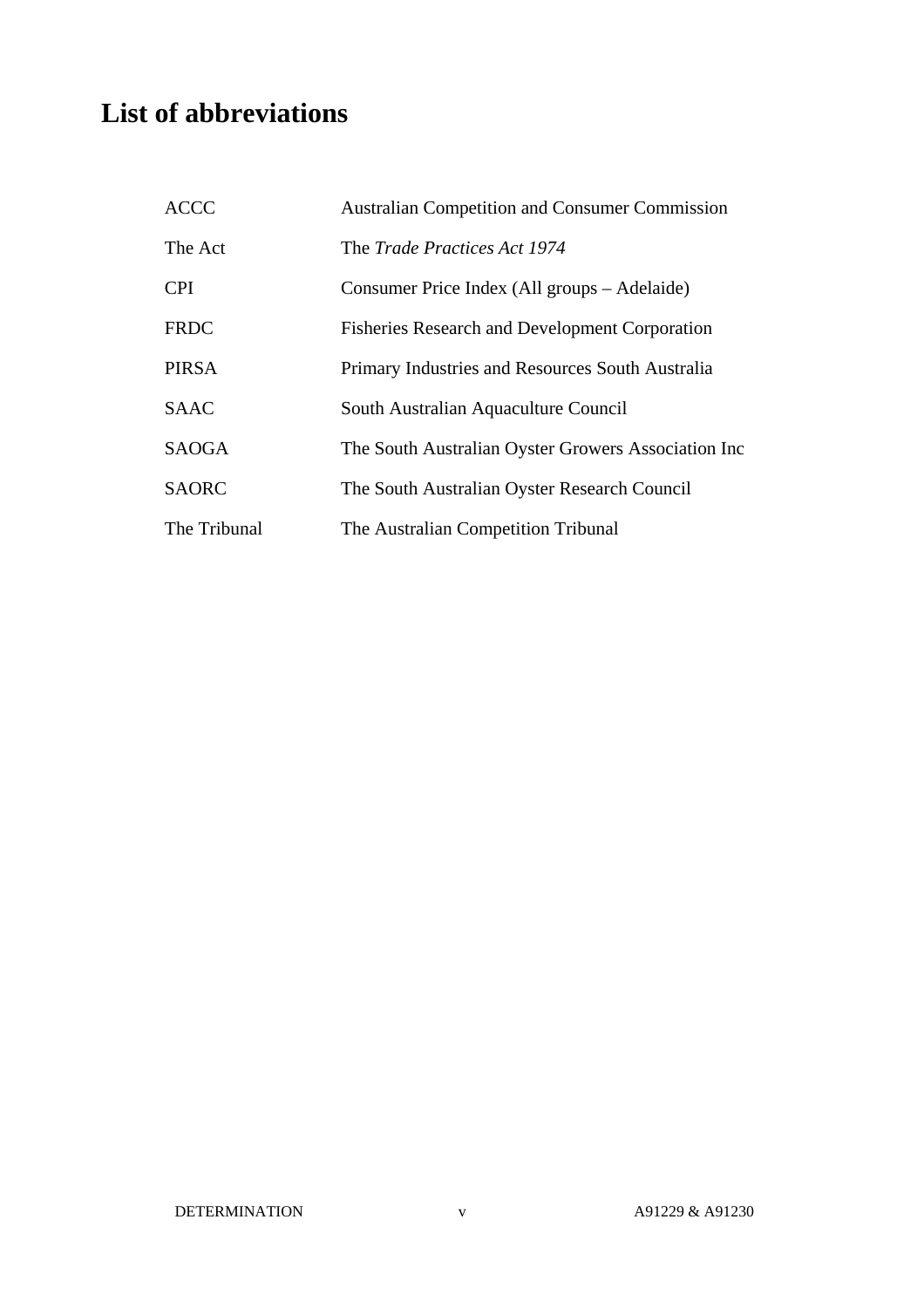# List of abbreviations

| | |
|---|---|
| ACCC | Australian Competition and Consumer Commission |
| The Act | The *Trade Practices Act 1974* |
| CPI | Consumer Price Index (All groups – Adelaide) |
| FRDC | Fisheries Research and Development Corporation |
| PIRSA | Primary Industries and Resources South Australia |
| SAAC | South Australian Aquaculture Council |
| SAOGA | The South Australian Oyster Growers Association Inc |
| SAORC | The South Australian Oyster Research Council |
| The Tribunal | The Australian Competition Tribunal |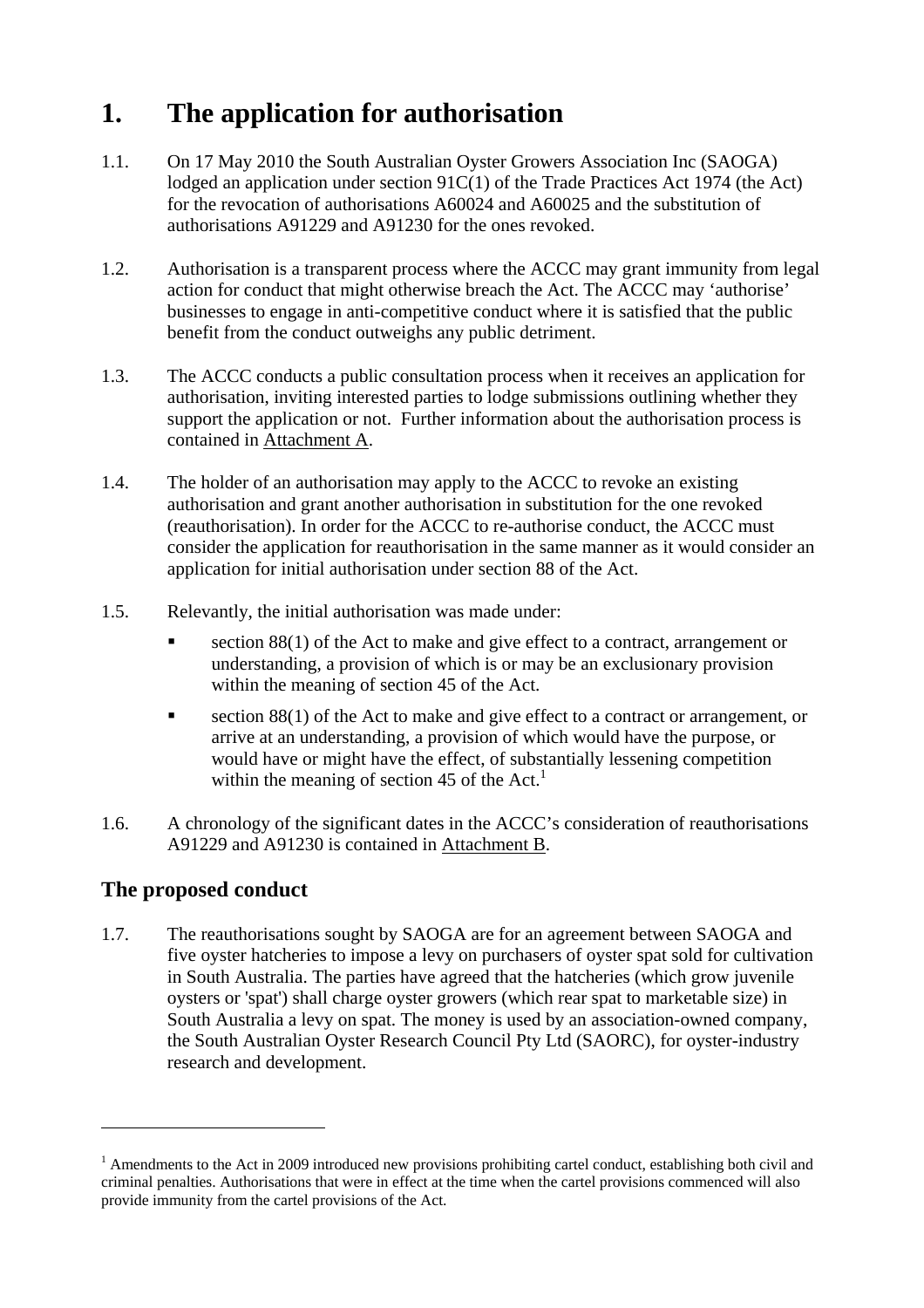# 1. The application for authorisation

1.1. On 17 May 2010 the South Australian Oyster Growers Association Inc (SAOGA) lodged an application under section 91C(1) of the Trade Practices Act 1974 (the Act) for the revocation of authorisations A60024 and A60025 and the substitution of authorisations A91229 and A91230 for the ones revoked.

1.2. Authorisation is a transparent process where the ACCC may grant immunity from legal action for conduct that might otherwise breach the Act. The ACCC may 'authorise' businesses to engage in anti-competitive conduct where it is satisfied that the public benefit from the conduct outweighs any public detriment.

1.3. The ACCC conducts a public consultation process when it receives an application for authorisation, inviting interested parties to lodge submissions outlining whether they support the application or not. Further information about the authorisation process is contained in Attachment A.

1.4. The holder of an authorisation may apply to the ACCC to revoke an existing authorisation and grant another authorisation in substitution for the one revoked (reauthorisation). In order for the ACCC to re-authorise conduct, the ACCC must consider the application for reauthorisation in the same manner as it would consider an application for initial authorisation under section 88 of the Act.

1.5. Relevantly, the initial authorisation was made under:

- section 88(1) of the Act to make and give effect to a contract, arrangement or understanding, a provision of which is or may be an exclusionary provision within the meaning of section 45 of the Act.
- section 88(1) of the Act to make and give effect to a contract or arrangement, or arrive at an understanding, a provision of which would have the purpose, or would have or might have the effect, of substantially lessening competition within the meaning of section 45 of the Act.[1]

1.6. A chronology of the significant dates in the ACCC's consideration of reauthorisations A91229 and A91230 is contained in Attachment B.

## The proposed conduct

1.7. The reauthorisations sought by SAOGA are for an agreement between SAOGA and five oyster hatcheries to impose a levy on purchasers of oyster spat sold for cultivation in South Australia. The parties have agreed that the hatcheries (which grow juvenile oysters or 'spat') shall charge oyster growers (which rear spat to marketable size) in South Australia a levy on spat. The money is used by an association-owned company, the South Australian Oyster Research Council Pty Ltd (SAORC), for oyster-industry research and development.

---

[1] Amendments to the Act in 2009 introduced new provisions prohibiting cartel conduct, establishing both civil and criminal penalties. Authorisations that were in effect at the time when the cartel provisions commenced will also provide immunity from the cartel provisions of the Act.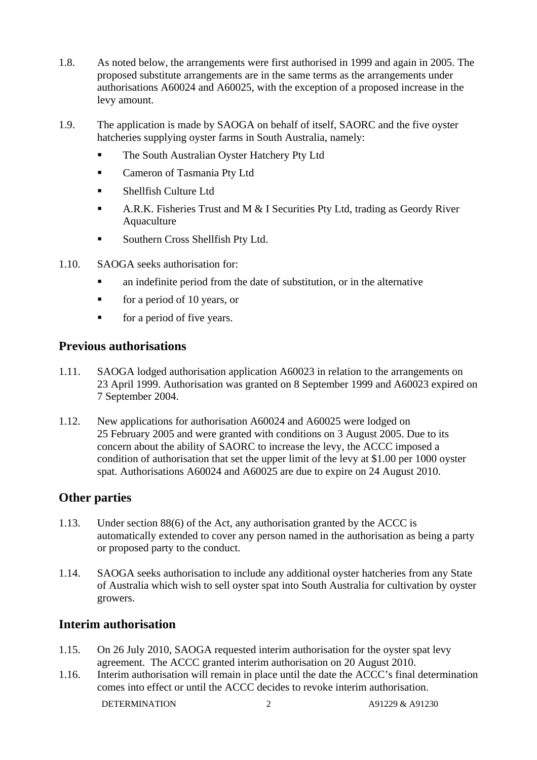1.8. As noted below, the arrangements were first authorised in 1999 and again in 2005. The proposed substitute arrangements are in the same terms as the arrangements under authorisations A60024 and A60025, with the exception of a proposed increase in the levy amount.

1.9. The application is made by SAOGA on behalf of itself, SAORC and the five oyster hatcheries supplying oyster farms in South Australia, namely:

- The South Australian Oyster Hatchery Pty Ltd
- Cameron of Tasmania Pty Ltd
- Shellfish Culture Ltd
- A.R.K. Fisheries Trust and M & I Securities Pty Ltd, trading as Geordy River Aquaculture
- Southern Cross Shellfish Pty Ltd.

1.10. SAOGA seeks authorisation for:

- an indefinite period from the date of substitution, or in the alternative
- for a period of 10 years, or
- for a period of five years.

## Previous authorisations

1.11. SAOGA lodged authorisation application A60023 in relation to the arrangements on 23 April 1999. Authorisation was granted on 8 September 1999 and A60023 expired on 7 September 2004.

1.12. New applications for authorisation A60024 and A60025 were lodged on 25 February 2005 and were granted with conditions on 3 August 2005. Due to its concern about the ability of SAORC to increase the levy, the ACCC imposed a condition of authorisation that set the upper limit of the levy at $1.00 per 1000 oyster spat. Authorisations A60024 and A60025 are due to expire on 24 August 2010.

## Other parties

1.13. Under section 88(6) of the Act, any authorisation granted by the ACCC is automatically extended to cover any person named in the authorisation as being a party or proposed party to the conduct.

1.14. SAOGA seeks authorisation to include any additional oyster hatcheries from any State of Australia which wish to sell oyster spat into South Australia for cultivation by oyster growers.

## Interim authorisation

1.15. On 26 July 2010, SAOGA requested interim authorisation for the oyster spat levy agreement. The ACCC granted interim authorisation on 20 August 2010.

1.16. Interim authorisation will remain in place until the date the ACCC's final determination comes into effect or until the ACCC decides to revoke interim authorisation.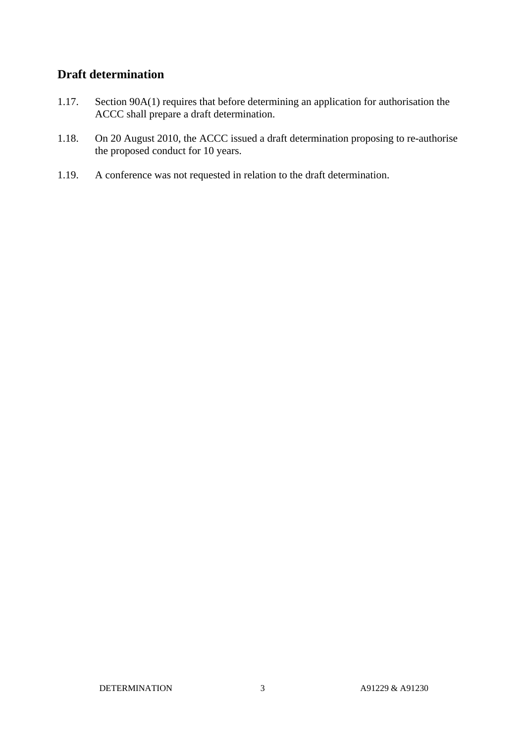## Draft determination

1.17. Section 90A(1) requires that before determining an application for authorisation the ACCC shall prepare a draft determination.

1.18. On 20 August 2010, the ACCC issued a draft determination proposing to re-authorise the proposed conduct for 10 years.

1.19. A conference was not requested in relation to the draft determination.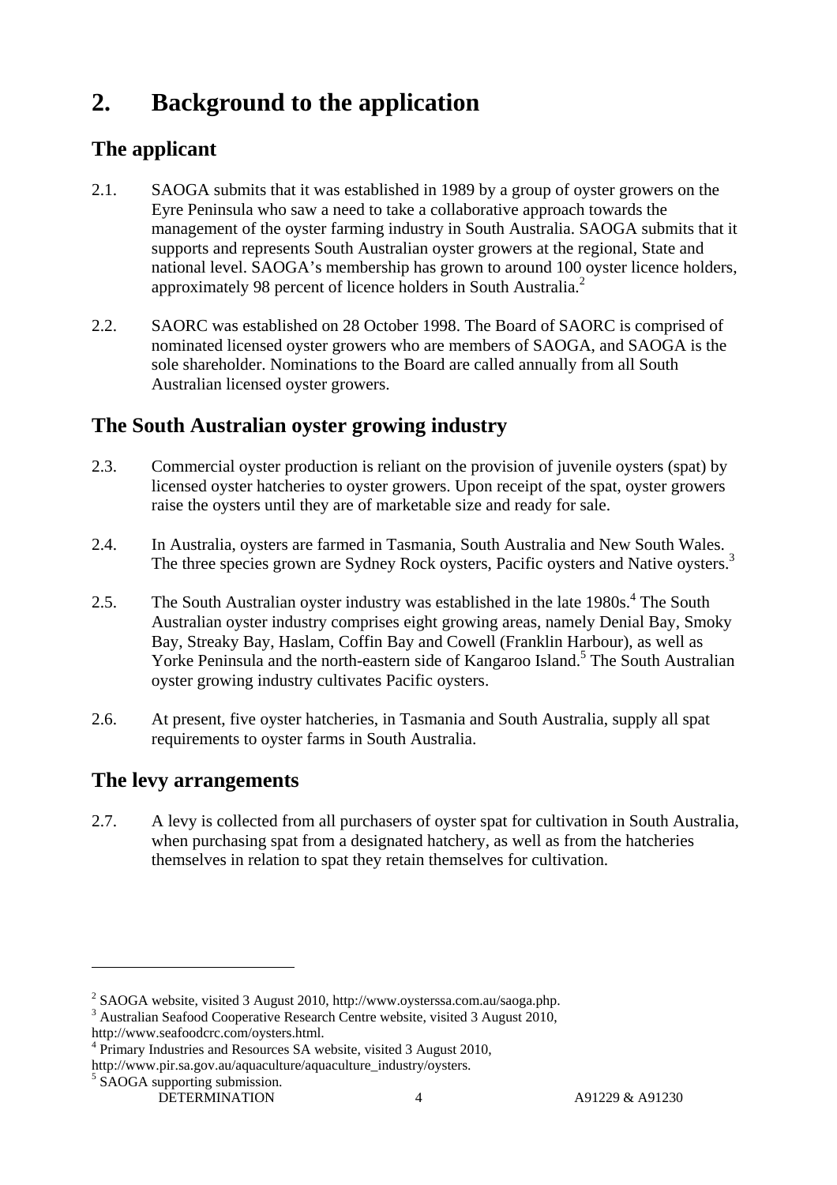# 2. Background to the application

## The applicant

2.1. SAOGA submits that it was established in 1989 by a group of oyster growers on the Eyre Peninsula who saw a need to take a collaborative approach towards the management of the oyster farming industry in South Australia. SAOGA submits that it supports and represents South Australian oyster growers at the regional, State and national level. SAOGA's membership has grown to around 100 oyster licence holders, approximately 98 percent of licence holders in South Australia.[2]

2.2. SAORC was established on 28 October 1998. The Board of SAORC is comprised of nominated licensed oyster growers who are members of SAOGA, and SAOGA is the sole shareholder. Nominations to the Board are called annually from all South Australian licensed oyster growers.

## The South Australian oyster growing industry

2.3. Commercial oyster production is reliant on the provision of juvenile oysters (spat) by licensed oyster hatcheries to oyster growers. Upon receipt of the spat, oyster growers raise the oysters until they are of marketable size and ready for sale.

2.4. In Australia, oysters are farmed in Tasmania, South Australia and New South Wales. The three species grown are Sydney Rock oysters, Pacific oysters and Native oysters.[3]

2.5. The South Australian oyster industry was established in the late 1980s.[4] The South Australian oyster industry comprises eight growing areas, namely Denial Bay, Smoky Bay, Streaky Bay, Haslam, Coffin Bay and Cowell (Franklin Harbour), as well as Yorke Peninsula and the north-eastern side of Kangaroo Island.[5] The South Australian oyster growing industry cultivates Pacific oysters.

2.6. At present, five oyster hatcheries, in Tasmania and South Australia, supply all spat requirements to oyster farms in South Australia.

## The levy arrangements

2.7. A levy is collected from all purchasers of oyster spat for cultivation in South Australia, when purchasing spat from a designated hatchery, as well as from the hatcheries themselves in relation to spat they retain themselves for cultivation.

---

[2] SAOGA website, visited 3 August 2010, http://www.oysterssa.com.au/saoga.php.

[3] Australian Seafood Cooperative Research Centre website, visited 3 August 2010, http://www.seafoodcrc.com/oysters.html.

[4] Primary Industries and Resources SA website, visited 3 August 2010, http://www.pir.sa.gov.au/aquaculture/aquaculture_industry/oysters.

[5] SAOGA supporting submission.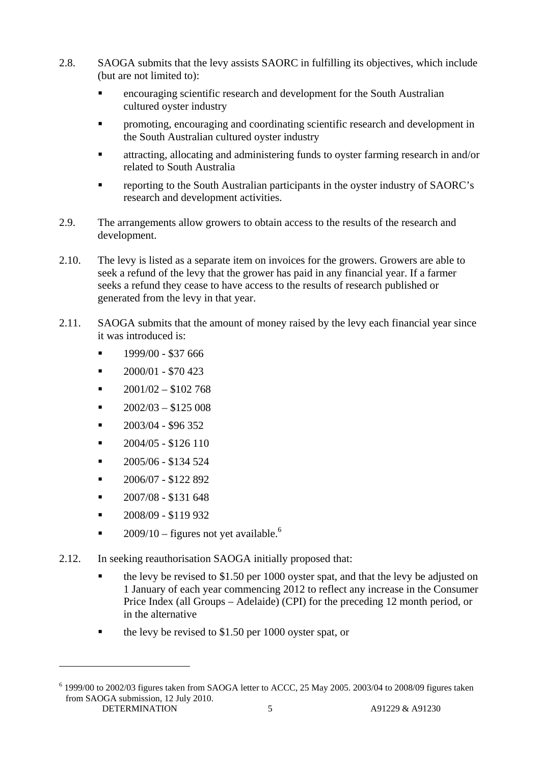2.8. SAOGA submits that the levy assists SAORC in fulfilling its objectives, which include (but are not limited to):

- encouraging scientific research and development for the South Australian cultured oyster industry
- promoting, encouraging and coordinating scientific research and development in the South Australian cultured oyster industry
- attracting, allocating and administering funds to oyster farming research in and/or related to South Australia
- reporting to the South Australian participants in the oyster industry of SAORC's research and development activities.

2.9. The arrangements allow growers to obtain access to the results of the research and development.

2.10. The levy is listed as a separate item on invoices for the growers. Growers are able to seek a refund of the levy that the grower has paid in any financial year. If a farmer seeks a refund they cease to have access to the results of research published or generated from the levy in that year.

2.11. SAOGA submits that the amount of money raised by the levy each financial year since it was introduced is:

- 1999/00 - $37 666
- 2000/01 - $70 423
- 2001/02 – $102 768
- 2002/03 – $125 008
- 2003/04 - $96 352
- 2004/05 - $126 110
- 2005/06 - $134 524
- 2006/07 - $122 892
- 2007/08 - $131 648
- 2008/09 - $119 932
- 2009/10 – figures not yet available.[6]

2.12. In seeking reauthorisation SAOGA initially proposed that:

- the levy be revised to $1.50 per 1000 oyster spat, and that the levy be adjusted on 1 January of each year commencing 2012 to reflect any increase in the Consumer Price Index (all Groups – Adelaide) (CPI) for the preceding 12 month period, or in the alternative
- the levy be revised to $1.50 per 1000 oyster spat, or

---

[6] 1999/00 to 2002/03 figures taken from SAOGA letter to ACCC, 25 May 2005. 2003/04 to 2008/09 figures taken from SAOGA submission, 12 July 2010.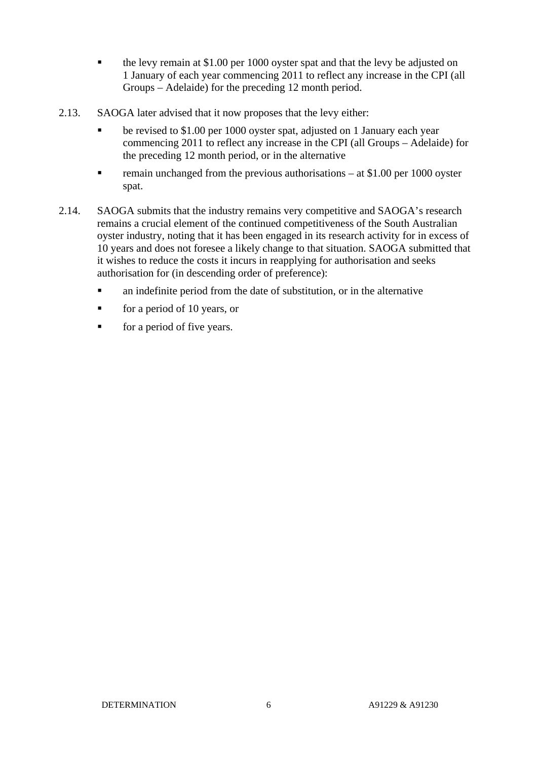- the levy remain at $1.00 per 1000 oyster spat and that the levy be adjusted on 1 January of each year commencing 2011 to reflect any increase in the CPI (all Groups – Adelaide) for the preceding 12 month period.

2.13. SAOGA later advised that it now proposes that the levy either:

- be revised to $1.00 per 1000 oyster spat, adjusted on 1 January each year commencing 2011 to reflect any increase in the CPI (all Groups – Adelaide) for the preceding 12 month period, or in the alternative
- remain unchanged from the previous authorisations – at $1.00 per 1000 oyster spat.

2.14. SAOGA submits that the industry remains very competitive and SAOGA's research remains a crucial element of the continued competitiveness of the South Australian oyster industry, noting that it has been engaged in its research activity for in excess of 10 years and does not foresee a likely change to that situation. SAOGA submitted that it wishes to reduce the costs it incurs in reapplying for authorisation and seeks authorisation for (in descending order of preference):

- an indefinite period from the date of substitution, or in the alternative
- for a period of 10 years, or
- for a period of five years.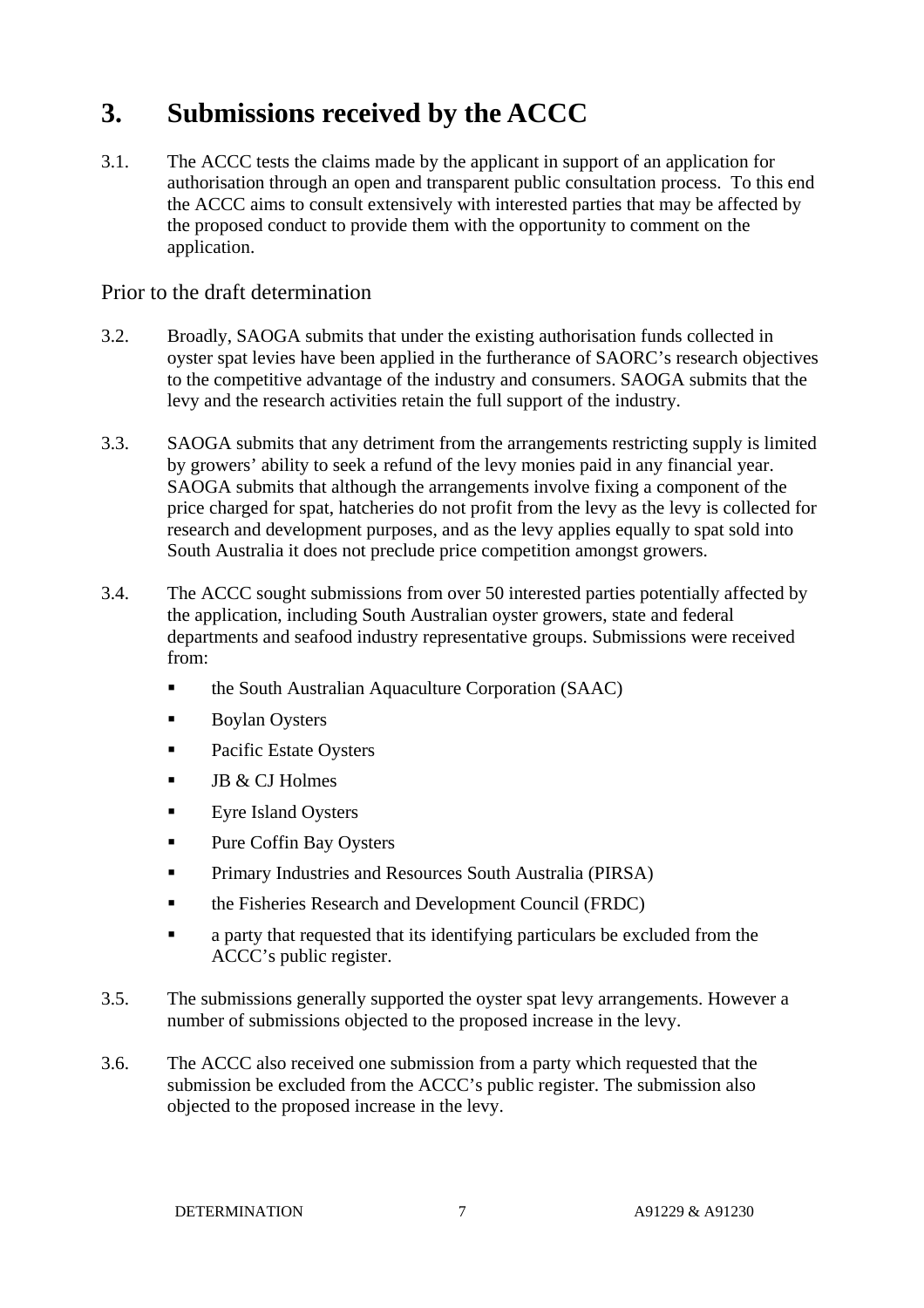# 3. Submissions received by the ACCC

3.1. The ACCC tests the claims made by the applicant in support of an application for authorisation through an open and transparent public consultation process. To this end the ACCC aims to consult extensively with interested parties that may be affected by the proposed conduct to provide them with the opportunity to comment on the application.

## Prior to the draft determination

3.2. Broadly, SAOGA submits that under the existing authorisation funds collected in oyster spat levies have been applied in the furtherance of SAORC's research objectives to the competitive advantage of the industry and consumers. SAOGA submits that the levy and the research activities retain the full support of the industry.

3.3. SAOGA submits that any detriment from the arrangements restricting supply is limited by growers' ability to seek a refund of the levy monies paid in any financial year. SAOGA submits that although the arrangements involve fixing a component of the price charged for spat, hatcheries do not profit from the levy as the levy is collected for research and development purposes, and as the levy applies equally to spat sold into South Australia it does not preclude price competition amongst growers.

3.4. The ACCC sought submissions from over 50 interested parties potentially affected by the application, including South Australian oyster growers, state and federal departments and seafood industry representative groups. Submissions were received from:

- the South Australian Aquaculture Corporation (SAAC)
- Boylan Oysters
- Pacific Estate Oysters
- JB & CJ Holmes
- Eyre Island Oysters
- Pure Coffin Bay Oysters
- Primary Industries and Resources South Australia (PIRSA)
- the Fisheries Research and Development Council (FRDC)
- a party that requested that its identifying particulars be excluded from the ACCC's public register.

3.5. The submissions generally supported the oyster spat levy arrangements. However a number of submissions objected to the proposed increase in the levy.

3.6. The ACCC also received one submission from a party which requested that the submission be excluded from the ACCC's public register. The submission also objected to the proposed increase in the levy.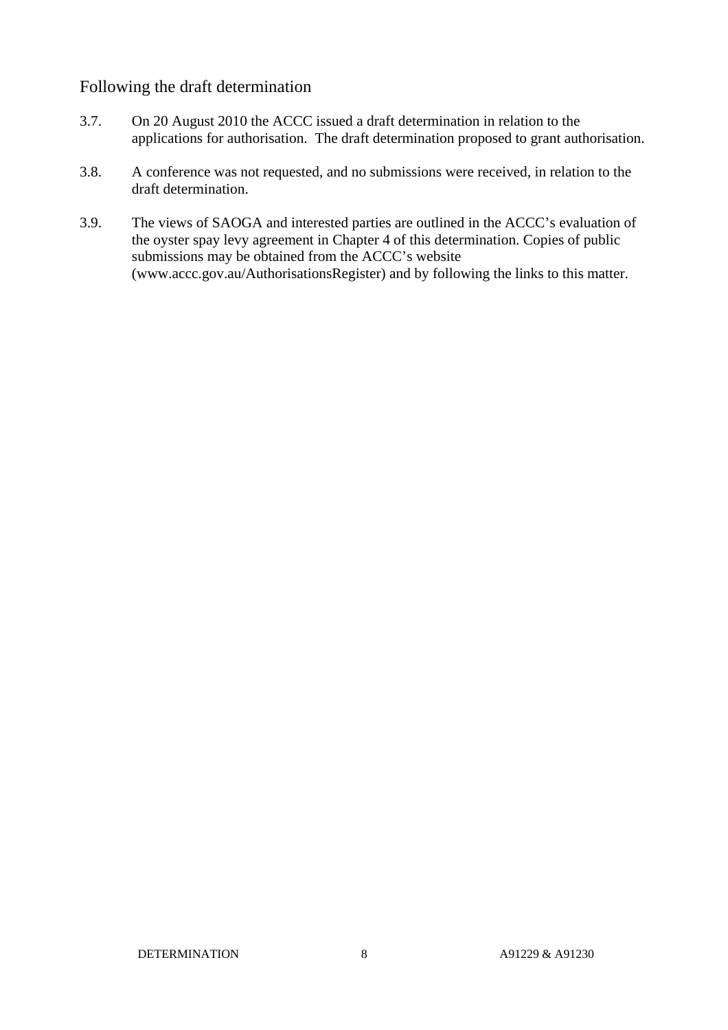## Following the draft determination

3.7. On 20 August 2010 the ACCC issued a draft determination in relation to the applications for authorisation. The draft determination proposed to grant authorisation.

3.8. A conference was not requested, and no submissions were received, in relation to the draft determination.

3.9. The views of SAOGA and interested parties are outlined in the ACCC's evaluation of the oyster spay levy agreement in Chapter 4 of this determination. Copies of public submissions may be obtained from the ACCC's website (www.accc.gov.au/AuthorisationsRegister) and by following the links to this matter.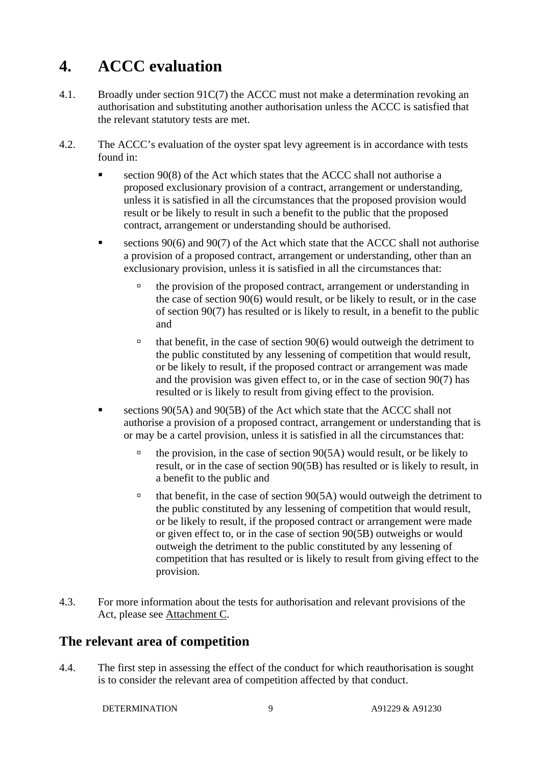# 4. ACCC evaluation

4.1. Broadly under section 91C(7) the ACCC must not make a determination revoking an authorisation and substituting another authorisation unless the ACCC is satisfied that the relevant statutory tests are met.

4.2. The ACCC's evaluation of the oyster spat levy agreement is in accordance with tests found in:

- section 90(8) of the Act which states that the ACCC shall not authorise a proposed exclusionary provision of a contract, arrangement or understanding, unless it is satisfied in all the circumstances that the proposed provision would result or be likely to result in such a benefit to the public that the proposed contract, arrangement or understanding should be authorised.
- sections 90(6) and 90(7) of the Act which state that the ACCC shall not authorise a provision of a proposed contract, arrangement or understanding, other than an exclusionary provision, unless it is satisfied in all the circumstances that:
    - the provision of the proposed contract, arrangement or understanding in the case of section 90(6) would result, or be likely to result, or in the case of section 90(7) has resulted or is likely to result, in a benefit to the public and
    - that benefit, in the case of section 90(6) would outweigh the detriment to the public constituted by any lessening of competition that would result, or be likely to result, if the proposed contract or arrangement was made and the provision was given effect to, or in the case of section 90(7) has resulted or is likely to result from giving effect to the provision.
- sections 90(5A) and 90(5B) of the Act which state that the ACCC shall not authorise a provision of a proposed contract, arrangement or understanding that is or may be a cartel provision, unless it is satisfied in all the circumstances that:
    - the provision, in the case of section 90(5A) would result, or be likely to result, or in the case of section 90(5B) has resulted or is likely to result, in a benefit to the public and
    - that benefit, in the case of section 90(5A) would outweigh the detriment to the public constituted by any lessening of competition that would result, or be likely to result, if the proposed contract or arrangement were made or given effect to, or in the case of section 90(5B) outweighs or would outweigh the detriment to the public constituted by any lessening of competition that has resulted or is likely to result from giving effect to the provision.

4.3. For more information about the tests for authorisation and relevant provisions of the Act, please see Attachment C.

## The relevant area of competition

4.4. The first step in assessing the effect of the conduct for which reauthorisation is sought is to consider the relevant area of competition affected by that conduct.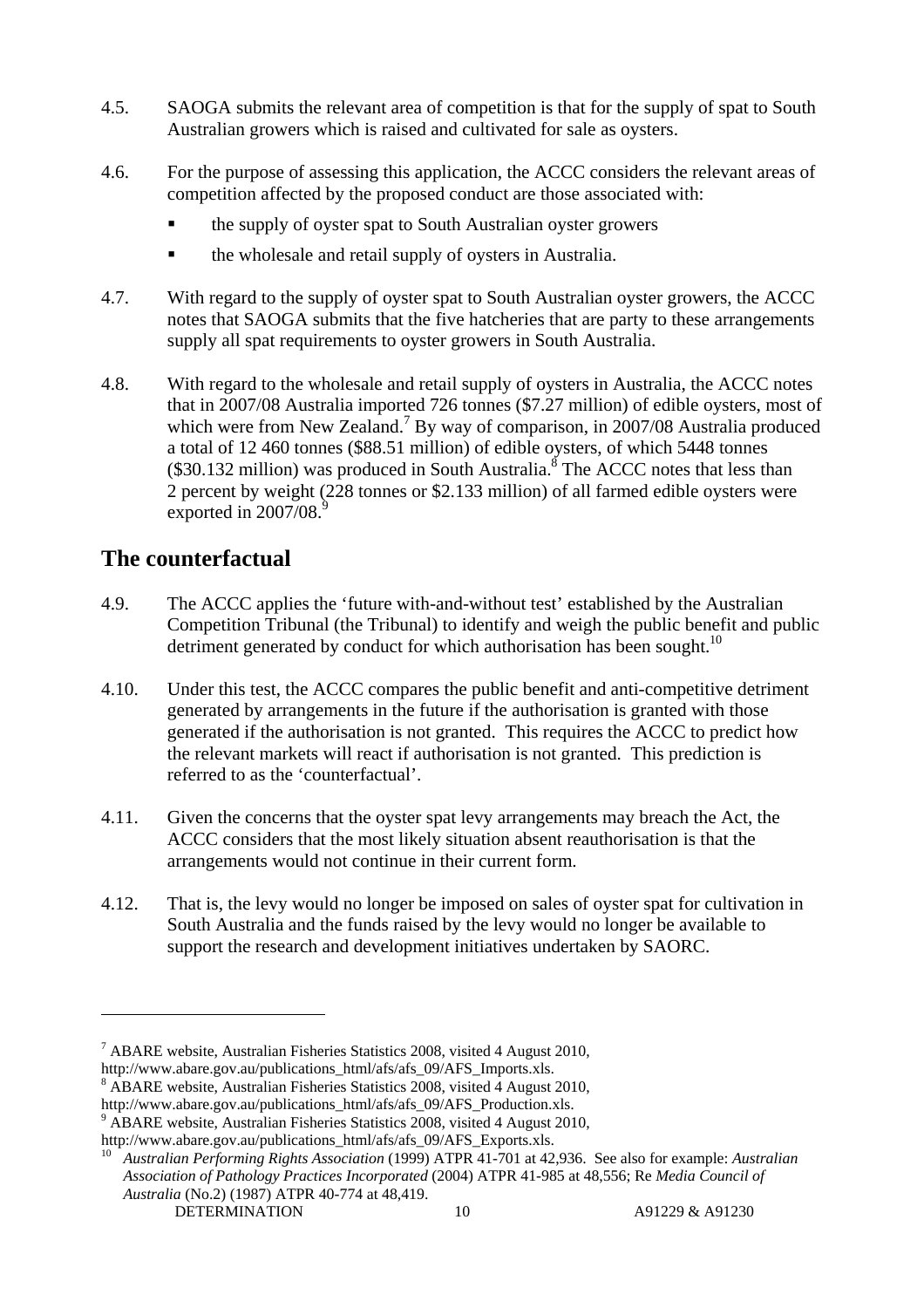4.5. SAOGA submits the relevant area of competition is that for the supply of spat to South Australian growers which is raised and cultivated for sale as oysters.

4.6. For the purpose of assessing this application, the ACCC considers the relevant areas of competition affected by the proposed conduct are those associated with:

- the supply of oyster spat to South Australian oyster growers
- the wholesale and retail supply of oysters in Australia.

4.7. With regard to the supply of oyster spat to South Australian oyster growers, the ACCC notes that SAOGA submits that the five hatcheries that are party to these arrangements supply all spat requirements to oyster growers in South Australia.

4.8. With regard to the wholesale and retail supply of oysters in Australia, the ACCC notes that in 2007/08 Australia imported 726 tonnes ($7.27 million) of edible oysters, most of which were from New Zealand.[7] By way of comparison, in 2007/08 Australia produced a total of 12 460 tonnes ($88.51 million) of edible oysters, of which 5448 tonnes ($30.132 million) was produced in South Australia.[8] The ACCC notes that less than 2 percent by weight (228 tonnes or $2.133 million) of all farmed edible oysters were exported in 2007/08.[9]

## The counterfactual

4.9. The ACCC applies the 'future with-and-without test' established by the Australian Competition Tribunal (the Tribunal) to identify and weigh the public benefit and public detriment generated by conduct for which authorisation has been sought.[10]

4.10. Under this test, the ACCC compares the public benefit and anti-competitive detriment generated by arrangements in the future if the authorisation is granted with those generated if the authorisation is not granted. This requires the ACCC to predict how the relevant markets will react if authorisation is not granted. This prediction is referred to as the 'counterfactual'.

4.11. Given the concerns that the oyster spat levy arrangements may breach the Act, the ACCC considers that the most likely situation absent reauthorisation is that the arrangements would not continue in their current form.

4.12. That is, the levy would no longer be imposed on sales of oyster spat for cultivation in South Australia and the funds raised by the levy would no longer be available to support the research and development initiatives undertaken by SAORC.

---

[7] ABARE website, Australian Fisheries Statistics 2008, visited 4 August 2010, http://www.abare.gov.au/publications_html/afs/afs_09/AFS_Imports.xls.

[8] ABARE website, Australian Fisheries Statistics 2008, visited 4 August 2010, http://www.abare.gov.au/publications_html/afs/afs_09/AFS_Production.xls.

[9] ABARE website, Australian Fisheries Statistics 2008, visited 4 August 2010, http://www.abare.gov.au/publications_html/afs/afs_09/AFS_Exports.xls.

[10] *Australian Performing Rights Association* (1999) ATPR 41-701 at 42,936. See also for example: *Australian Association of Pathology Practices Incorporated* (2004) ATPR 41-985 at 48,556; Re *Media Council of Australia* (No.2) (1987) ATPR 40-774 at 48,419.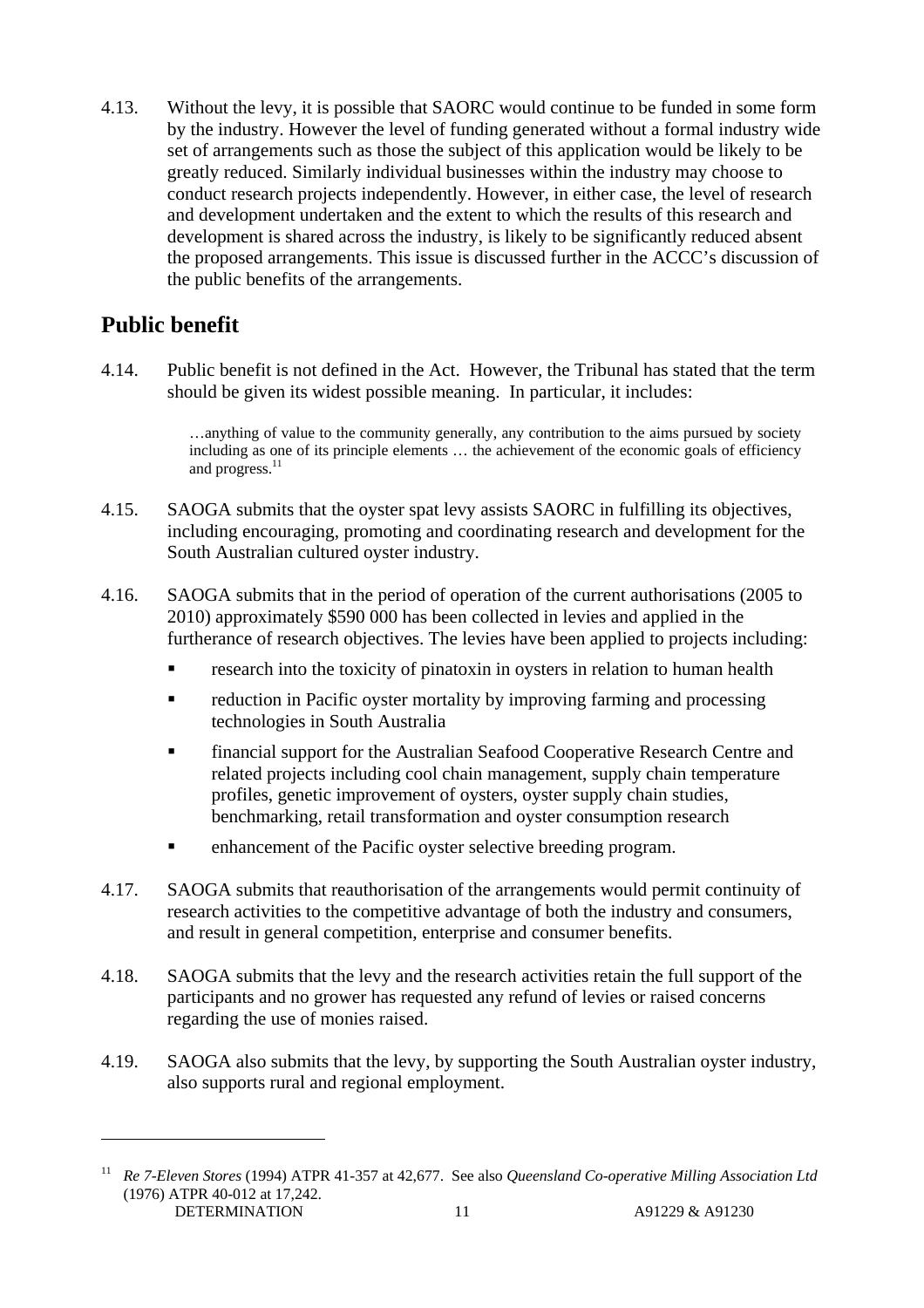4.13. Without the levy, it is possible that SAORC would continue to be funded in some form by the industry. However the level of funding generated without a formal industry wide set of arrangements such as those the subject of this application would be likely to be greatly reduced. Similarly individual businesses within the industry may choose to conduct research projects independently. However, in either case, the level of research and development undertaken and the extent to which the results of this research and development is shared across the industry, is likely to be significantly reduced absent the proposed arrangements. This issue is discussed further in the ACCC's discussion of the public benefits of the arrangements.

## Public benefit

4.14. Public benefit is not defined in the Act. However, the Tribunal has stated that the term should be given its widest possible meaning. In particular, it includes:

> …anything of value to the community generally, any contribution to the aims pursued by society including as one of its principle elements … the achievement of the economic goals of efficiency and progress.[11]

4.15. SAOGA submits that the oyster spat levy assists SAORC in fulfilling its objectives, including encouraging, promoting and coordinating research and development for the South Australian cultured oyster industry.

4.16. SAOGA submits that in the period of operation of the current authorisations (2005 to 2010) approximately $590 000 has been collected in levies and applied in the furtherance of research objectives. The levies have been applied to projects including:

- research into the toxicity of pinatoxin in oysters in relation to human health
- reduction in Pacific oyster mortality by improving farming and processing technologies in South Australia
- financial support for the Australian Seafood Cooperative Research Centre and related projects including cool chain management, supply chain temperature profiles, genetic improvement of oysters, oyster supply chain studies, benchmarking, retail transformation and oyster consumption research
- enhancement of the Pacific oyster selective breeding program.

4.17. SAOGA submits that reauthorisation of the arrangements would permit continuity of research activities to the competitive advantage of both the industry and consumers, and result in general competition, enterprise and consumer benefits.

4.18. SAOGA submits that the levy and the research activities retain the full support of the participants and no grower has requested any refund of levies or raised concerns regarding the use of monies raised.

4.19. SAOGA also submits that the levy, by supporting the South Australian oyster industry, also supports rural and regional employment.

---

[11] *Re 7-Eleven Stores* (1994) ATPR 41-357 at 42,677. See also *Queensland Co-operative Milling Association Ltd* (1976) ATPR 40-012 at 17,242.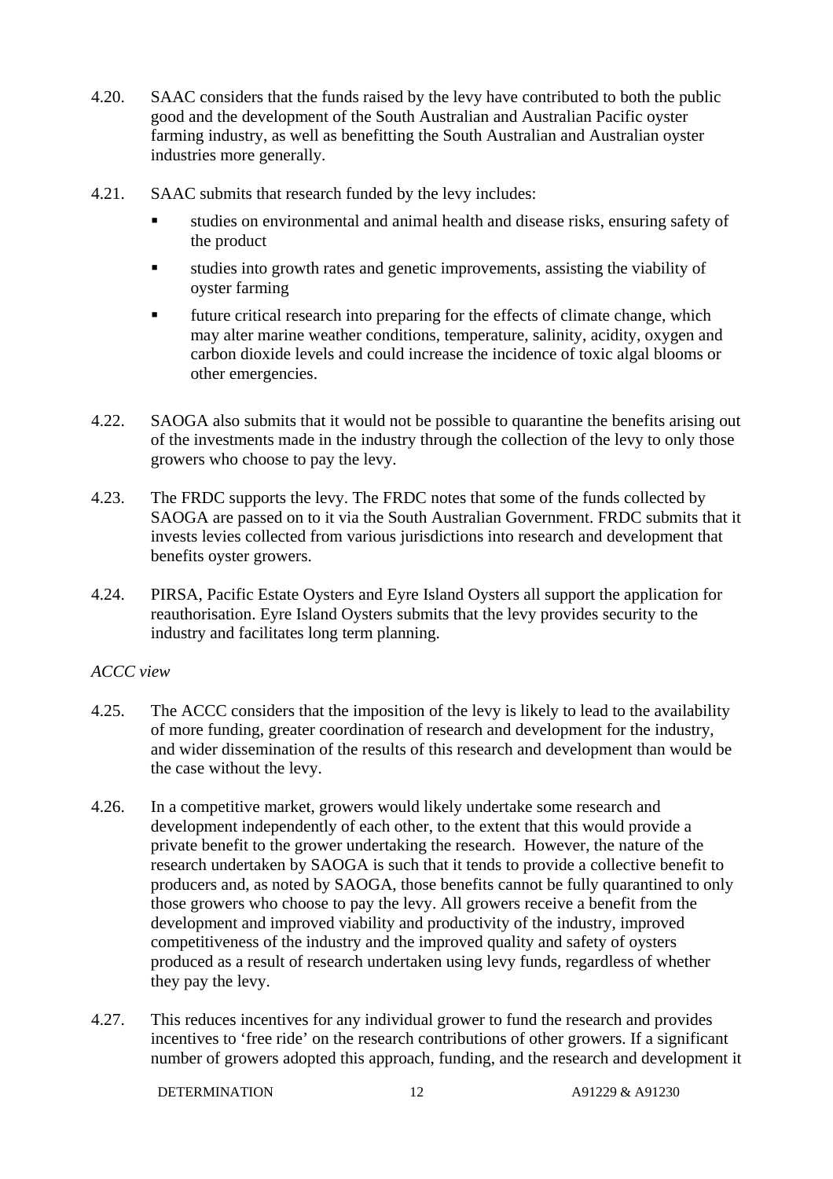4.20. SAAC considers that the funds raised by the levy have contributed to both the public good and the development of the South Australian and Australian Pacific oyster farming industry, as well as benefitting the South Australian and Australian oyster industries more generally.

4.21. SAAC submits that research funded by the levy includes:

- studies on environmental and animal health and disease risks, ensuring safety of the product
- studies into growth rates and genetic improvements, assisting the viability of oyster farming
- future critical research into preparing for the effects of climate change, which may alter marine weather conditions, temperature, salinity, acidity, oxygen and carbon dioxide levels and could increase the incidence of toxic algal blooms or other emergencies.

4.22. SAOGA also submits that it would not be possible to quarantine the benefits arising out of the investments made in the industry through the collection of the levy to only those growers who choose to pay the levy.

4.23. The FRDC supports the levy. The FRDC notes that some of the funds collected by SAOGA are passed on to it via the South Australian Government. FRDC submits that it invests levies collected from various jurisdictions into research and development that benefits oyster growers.

4.24. PIRSA, Pacific Estate Oysters and Eyre Island Oysters all support the application for reauthorisation. Eyre Island Oysters submits that the levy provides security to the industry and facilitates long term planning.

*ACCC view*

4.25. The ACCC considers that the imposition of the levy is likely to lead to the availability of more funding, greater coordination of research and development for the industry, and wider dissemination of the results of this research and development than would be the case without the levy.

4.26. In a competitive market, growers would likely undertake some research and development independently of each other, to the extent that this would provide a private benefit to the grower undertaking the research. However, the nature of the research undertaken by SAOGA is such that it tends to provide a collective benefit to producers and, as noted by SAOGA, those benefits cannot be fully quarantined to only those growers who choose to pay the levy. All growers receive a benefit from the development and improved viability and productivity of the industry, improved competitiveness of the industry and the improved quality and safety of oysters produced as a result of research undertaken using levy funds, regardless of whether they pay the levy.

4.27. This reduces incentives for any individual grower to fund the research and provides incentives to 'free ride' on the research contributions of other growers. If a significant number of growers adopted this approach, funding, and the research and development it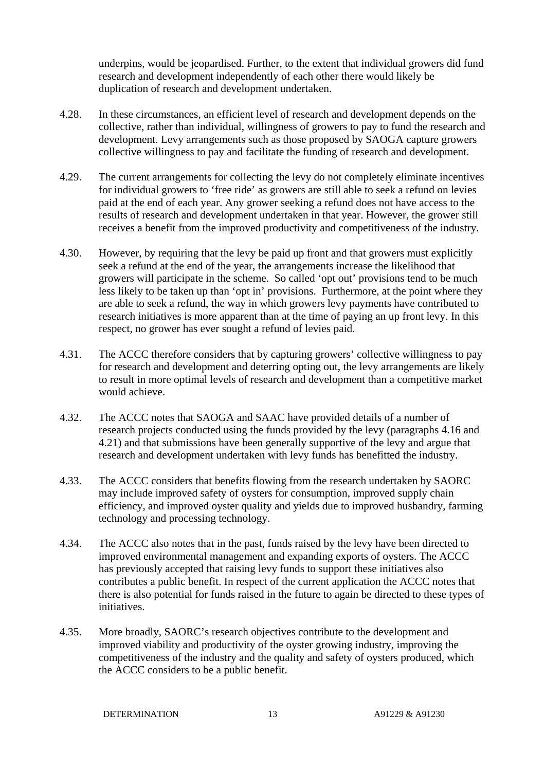underpins, would be jeopardised. Further, to the extent that individual growers did fund research and development independently of each other there would likely be duplication of research and development undertaken.

4.28. In these circumstances, an efficient level of research and development depends on the collective, rather than individual, willingness of growers to pay to fund the research and development. Levy arrangements such as those proposed by SAOGA capture growers collective willingness to pay and facilitate the funding of research and development.

4.29. The current arrangements for collecting the levy do not completely eliminate incentives for individual growers to 'free ride' as growers are still able to seek a refund on levies paid at the end of each year. Any grower seeking a refund does not have access to the results of research and development undertaken in that year. However, the grower still receives a benefit from the improved productivity and competitiveness of the industry.

4.30. However, by requiring that the levy be paid up front and that growers must explicitly seek a refund at the end of the year, the arrangements increase the likelihood that growers will participate in the scheme. So called 'opt out' provisions tend to be much less likely to be taken up than 'opt in' provisions. Furthermore, at the point where they are able to seek a refund, the way in which growers levy payments have contributed to research initiatives is more apparent than at the time of paying an up front levy. In this respect, no grower has ever sought a refund of levies paid.

4.31. The ACCC therefore considers that by capturing growers' collective willingness to pay for research and development and deterring opting out, the levy arrangements are likely to result in more optimal levels of research and development than a competitive market would achieve.

4.32. The ACCC notes that SAOGA and SAAC have provided details of a number of research projects conducted using the funds provided by the levy (paragraphs 4.16 and 4.21) and that submissions have been generally supportive of the levy and argue that research and development undertaken with levy funds has benefitted the industry.

4.33. The ACCC considers that benefits flowing from the research undertaken by SAORC may include improved safety of oysters for consumption, improved supply chain efficiency, and improved oyster quality and yields due to improved husbandry, farming technology and processing technology.

4.34. The ACCC also notes that in the past, funds raised by the levy have been directed to improved environmental management and expanding exports of oysters. The ACCC has previously accepted that raising levy funds to support these initiatives also contributes a public benefit. In respect of the current application the ACCC notes that there is also potential for funds raised in the future to again be directed to these types of initiatives.

4.35. More broadly, SAORC's research objectives contribute to the development and improved viability and productivity of the oyster growing industry, improving the competitiveness of the industry and the quality and safety of oysters produced, which the ACCC considers to be a public benefit.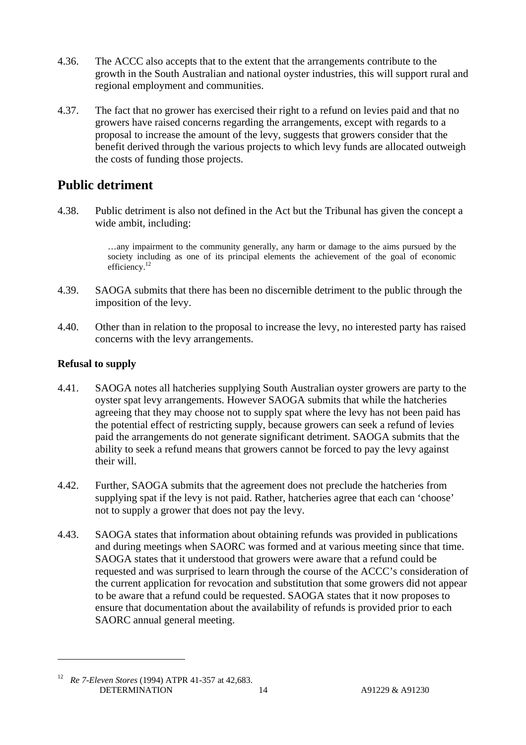4.36. The ACCC also accepts that to the extent that the arrangements contribute to the growth in the South Australian and national oyster industries, this will support rural and regional employment and communities.

4.37. The fact that no grower has exercised their right to a refund on levies paid and that no growers have raised concerns regarding the arrangements, except with regards to a proposal to increase the amount of the levy, suggests that growers consider that the benefit derived through the various projects to which levy funds are allocated outweigh the costs of funding those projects.

## Public detriment

4.38. Public detriment is also not defined in the Act but the Tribunal has given the concept a wide ambit, including:

> …any impairment to the community generally, any harm or damage to the aims pursued by the society including as one of its principal elements the achievement of the goal of economic efficiency.[12]

4.39. SAOGA submits that there has been no discernible detriment to the public through the imposition of the levy.

4.40. Other than in relation to the proposal to increase the levy, no interested party has raised concerns with the levy arrangements.

### Refusal to supply

4.41. SAOGA notes all hatcheries supplying South Australian oyster growers are party to the oyster spat levy arrangements. However SAOGA submits that while the hatcheries agreeing that they may choose not to supply spat where the levy has not been paid has the potential effect of restricting supply, because growers can seek a refund of levies paid the arrangements do not generate significant detriment. SAOGA submits that the ability to seek a refund means that growers cannot be forced to pay the levy against their will.

4.42. Further, SAOGA submits that the agreement does not preclude the hatcheries from supplying spat if the levy is not paid. Rather, hatcheries agree that each can 'choose' not to supply a grower that does not pay the levy.

4.43. SAOGA states that information about obtaining refunds was provided in publications and during meetings when SAORC was formed and at various meeting since that time. SAOGA states that it understood that growers were aware that a refund could be requested and was surprised to learn through the course of the ACCC's consideration of the current application for revocation and substitution that some growers did not appear to be aware that a refund could be requested. SAOGA states that it now proposes to ensure that documentation about the availability of refunds is provided prior to each SAORC annual general meeting.

---

[12] *Re 7-Eleven Stores* (1994) ATPR 41-357 at 42,683.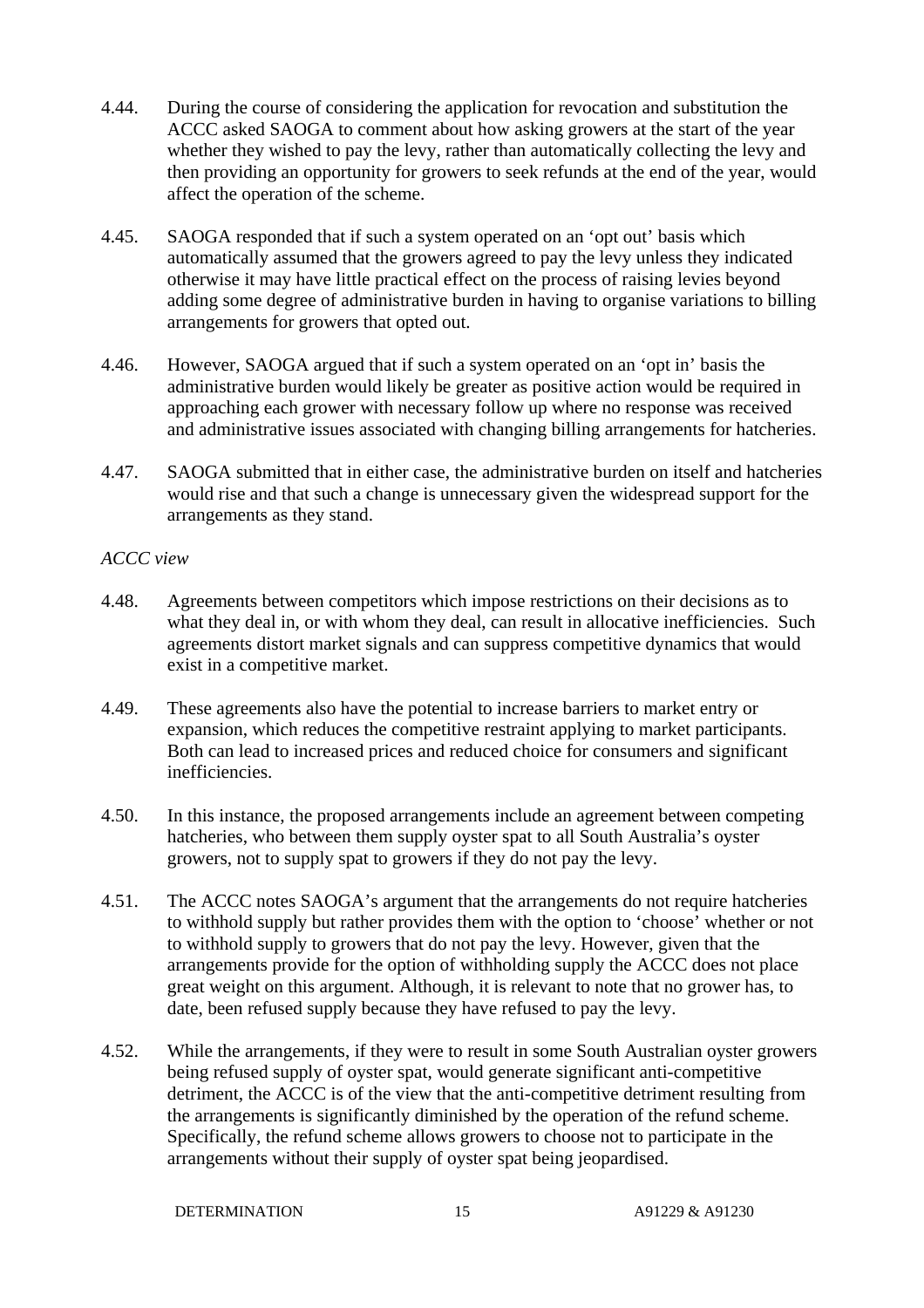4.44. During the course of considering the application for revocation and substitution the ACCC asked SAOGA to comment about how asking growers at the start of the year whether they wished to pay the levy, rather than automatically collecting the levy and then providing an opportunity for growers to seek refunds at the end of the year, would affect the operation of the scheme.

4.45. SAOGA responded that if such a system operated on an 'opt out' basis which automatically assumed that the growers agreed to pay the levy unless they indicated otherwise it may have little practical effect on the process of raising levies beyond adding some degree of administrative burden in having to organise variations to billing arrangements for growers that opted out.

4.46. However, SAOGA argued that if such a system operated on an 'opt in' basis the administrative burden would likely be greater as positive action would be required in approaching each grower with necessary follow up where no response was received and administrative issues associated with changing billing arrangements for hatcheries.

4.47. SAOGA submitted that in either case, the administrative burden on itself and hatcheries would rise and that such a change is unnecessary given the widespread support for the arrangements as they stand.

*ACCC view*

4.48. Agreements between competitors which impose restrictions on their decisions as to what they deal in, or with whom they deal, can result in allocative inefficiencies. Such agreements distort market signals and can suppress competitive dynamics that would exist in a competitive market.

4.49. These agreements also have the potential to increase barriers to market entry or expansion, which reduces the competitive restraint applying to market participants. Both can lead to increased prices and reduced choice for consumers and significant inefficiencies.

4.50. In this instance, the proposed arrangements include an agreement between competing hatcheries, who between them supply oyster spat to all South Australia's oyster growers, not to supply spat to growers if they do not pay the levy.

4.51. The ACCC notes SAOGA's argument that the arrangements do not require hatcheries to withhold supply but rather provides them with the option to 'choose' whether or not to withhold supply to growers that do not pay the levy. However, given that the arrangements provide for the option of withholding supply the ACCC does not place great weight on this argument. Although, it is relevant to note that no grower has, to date, been refused supply because they have refused to pay the levy.

4.52. While the arrangements, if they were to result in some South Australian oyster growers being refused supply of oyster spat, would generate significant anti-competitive detriment, the ACCC is of the view that the anti-competitive detriment resulting from the arrangements is significantly diminished by the operation of the refund scheme. Specifically, the refund scheme allows growers to choose not to participate in the arrangements without their supply of oyster spat being jeopardised.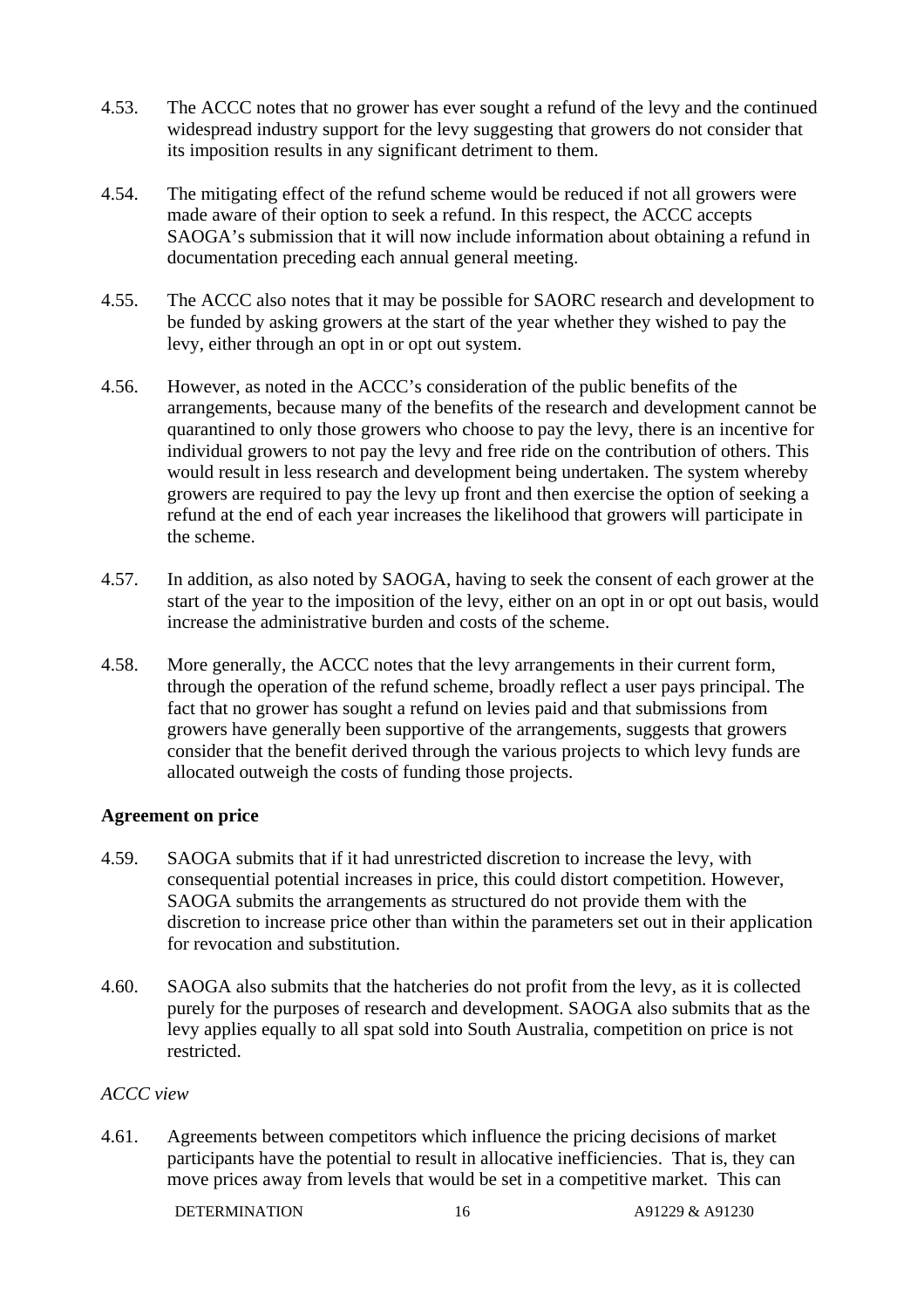4.53. The ACCC notes that no grower has ever sought a refund of the levy and the continued widespread industry support for the levy suggesting that growers do not consider that its imposition results in any significant detriment to them.

4.54. The mitigating effect of the refund scheme would be reduced if not all growers were made aware of their option to seek a refund. In this respect, the ACCC accepts SAOGA's submission that it will now include information about obtaining a refund in documentation preceding each annual general meeting.

4.55. The ACCC also notes that it may be possible for SAORC research and development to be funded by asking growers at the start of the year whether they wished to pay the levy, either through an opt in or opt out system.

4.56. However, as noted in the ACCC's consideration of the public benefits of the arrangements, because many of the benefits of the research and development cannot be quarantined to only those growers who choose to pay the levy, there is an incentive for individual growers to not pay the levy and free ride on the contribution of others. This would result in less research and development being undertaken. The system whereby growers are required to pay the levy up front and then exercise the option of seeking a refund at the end of each year increases the likelihood that growers will participate in the scheme.

4.57. In addition, as also noted by SAOGA, having to seek the consent of each grower at the start of the year to the imposition of the levy, either on an opt in or opt out basis, would increase the administrative burden and costs of the scheme.

4.58. More generally, the ACCC notes that the levy arrangements in their current form, through the operation of the refund scheme, broadly reflect a user pays principal. The fact that no grower has sought a refund on levies paid and that submissions from growers have generally been supportive of the arrangements, suggests that growers consider that the benefit derived through the various projects to which levy funds are allocated outweigh the costs of funding those projects.

**Agreement on price**

4.59. SAOGA submits that if it had unrestricted discretion to increase the levy, with consequential potential increases in price, this could distort competition. However, SAOGA submits the arrangements as structured do not provide them with the discretion to increase price other than within the parameters set out in their application for revocation and substitution.

4.60. SAOGA also submits that the hatcheries do not profit from the levy, as it is collected purely for the purposes of research and development. SAOGA also submits that as the levy applies equally to all spat sold into South Australia, competition on price is not restricted.

*ACCC view*

4.61. Agreements between competitors which influence the pricing decisions of market participants have the potential to result in allocative inefficiencies. That is, they can move prices away from levels that would be set in a competitive market. This can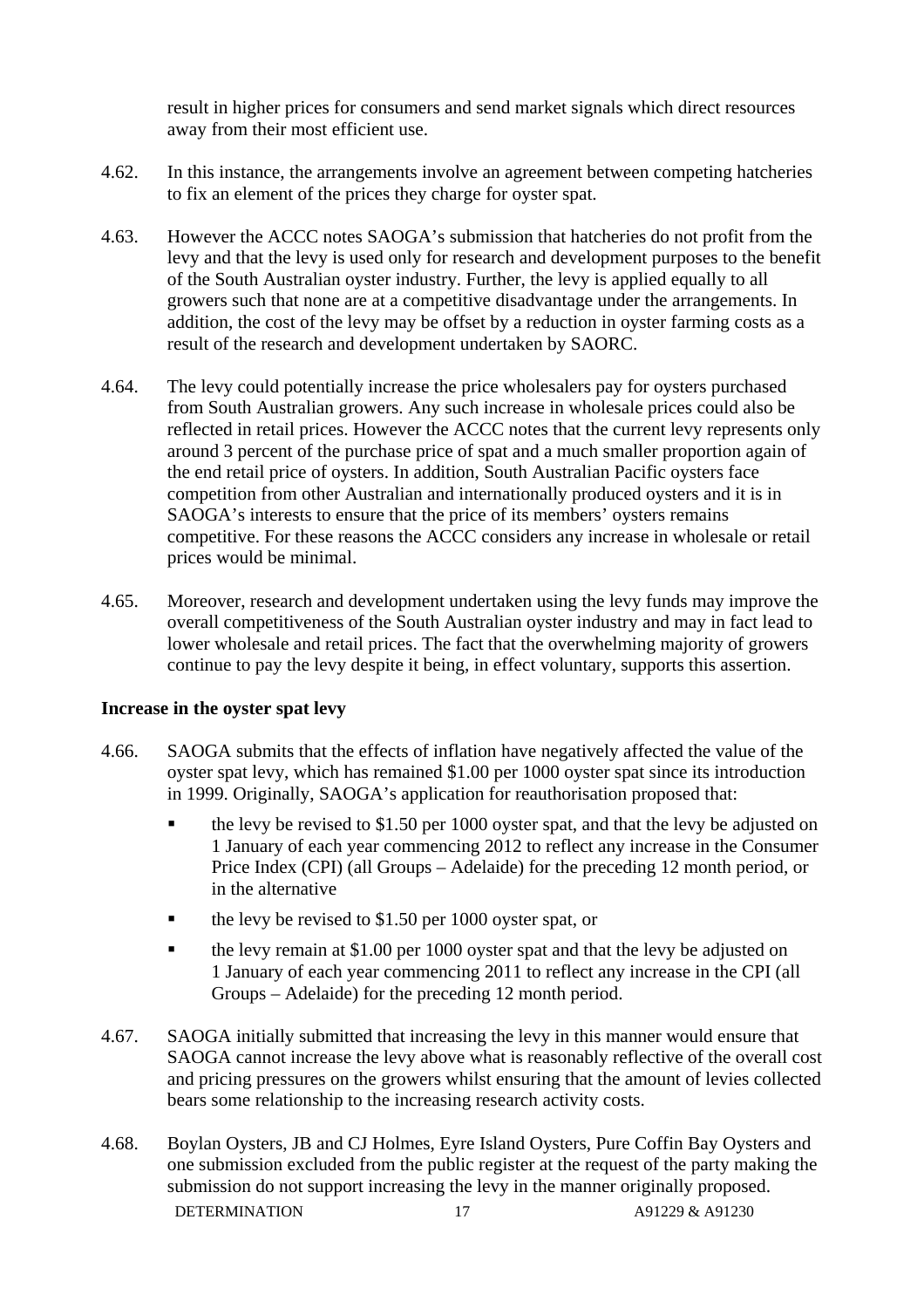result in higher prices for consumers and send market signals which direct resources away from their most efficient use.

4.62. In this instance, the arrangements involve an agreement between competing hatcheries to fix an element of the prices they charge for oyster spat.

4.63. However the ACCC notes SAOGA's submission that hatcheries do not profit from the levy and that the levy is used only for research and development purposes to the benefit of the South Australian oyster industry. Further, the levy is applied equally to all growers such that none are at a competitive disadvantage under the arrangements. In addition, the cost of the levy may be offset by a reduction in oyster farming costs as a result of the research and development undertaken by SAORC.

4.64. The levy could potentially increase the price wholesalers pay for oysters purchased from South Australian growers. Any such increase in wholesale prices could also be reflected in retail prices. However the ACCC notes that the current levy represents only around 3 percent of the purchase price of spat and a much smaller proportion again of the end retail price of oysters. In addition, South Australian Pacific oysters face competition from other Australian and internationally produced oysters and it is in SAOGA's interests to ensure that the price of its members' oysters remains competitive. For these reasons the ACCC considers any increase in wholesale or retail prices would be minimal.

4.65. Moreover, research and development undertaken using the levy funds may improve the overall competitiveness of the South Australian oyster industry and may in fact lead to lower wholesale and retail prices. The fact that the overwhelming majority of growers continue to pay the levy despite it being, in effect voluntary, supports this assertion.

**Increase in the oyster spat levy**

4.66. SAOGA submits that the effects of inflation have negatively affected the value of the oyster spat levy, which has remained \$1.00 per 1000 oyster spat since its introduction in 1999. Originally, SAOGA's application for reauthorisation proposed that:

- the levy be revised to \$1.50 per 1000 oyster spat, and that the levy be adjusted on 1 January of each year commencing 2012 to reflect any increase in the Consumer Price Index (CPI) (all Groups – Adelaide) for the preceding 12 month period, or in the alternative
- the levy be revised to \$1.50 per 1000 oyster spat, or
- the levy remain at \$1.00 per 1000 oyster spat and that the levy be adjusted on 1 January of each year commencing 2011 to reflect any increase in the CPI (all Groups – Adelaide) for the preceding 12 month period.

4.67. SAOGA initially submitted that increasing the levy in this manner would ensure that SAOGA cannot increase the levy above what is reasonably reflective of the overall cost and pricing pressures on the growers whilst ensuring that the amount of levies collected bears some relationship to the increasing research activity costs.

4.68. Boylan Oysters, JB and CJ Holmes, Eyre Island Oysters, Pure Coffin Bay Oysters and one submission excluded from the public register at the request of the party making the submission do not support increasing the levy in the manner originally proposed.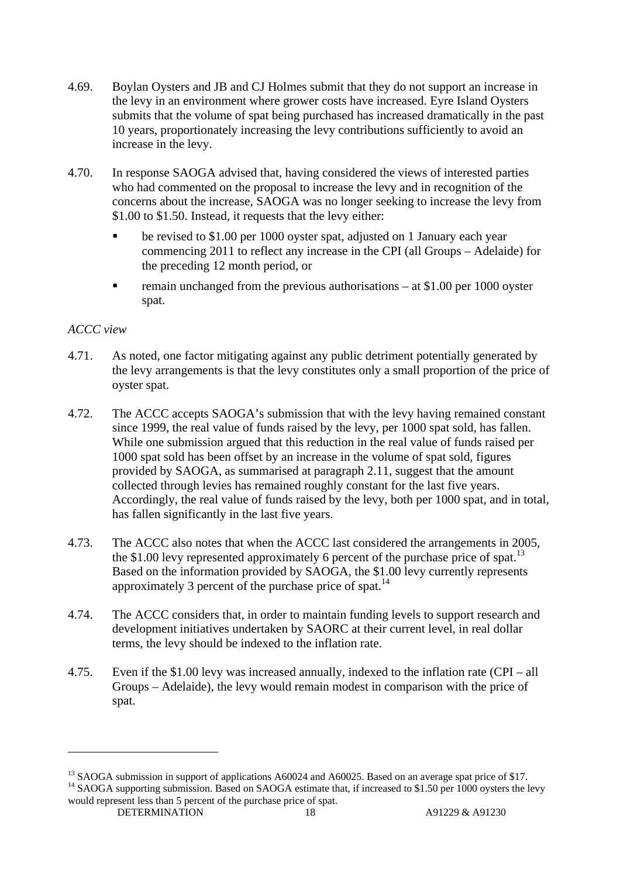4.69. Boylan Oysters and JB and CJ Holmes submit that they do not support an increase in the levy in an environment where grower costs have increased. Eyre Island Oysters submits that the volume of spat being purchased has increased dramatically in the past 10 years, proportionately increasing the levy contributions sufficiently to avoid an increase in the levy.

4.70. In response SAOGA advised that, having considered the views of interested parties who had commented on the proposal to increase the levy and in recognition of the concerns about the increase, SAOGA was no longer seeking to increase the levy from \$1.00 to \$1.50. Instead, it requests that the levy either:

- be revised to \$1.00 per 1000 oyster spat, adjusted on 1 January each year commencing 2011 to reflect any increase in the CPI (all Groups – Adelaide) for the preceding 12 month period, or
- remain unchanged from the previous authorisations – at \$1.00 per 1000 oyster spat.

*ACCC view*

4.71. As noted, one factor mitigating against any public detriment potentially generated by the levy arrangements is that the levy constitutes only a small proportion of the price of oyster spat.

4.72. The ACCC accepts SAOGA's submission that with the levy having remained constant since 1999, the real value of funds raised by the levy, per 1000 spat sold, has fallen. While one submission argued that this reduction in the real value of funds raised per 1000 spat sold has been offset by an increase in the volume of spat sold, figures provided by SAOGA, as summarised at paragraph 2.11, suggest that the amount collected through levies has remained roughly constant for the last five years. Accordingly, the real value of funds raised by the levy, both per 1000 spat, and in total, has fallen significantly in the last five years.

4.73. The ACCC also notes that when the ACCC last considered the arrangements in 2005, the \$1.00 levy represented approximately 6 percent of the purchase price of spat.[13] Based on the information provided by SAOGA, the \$1.00 levy currently represents approximately 3 percent of the purchase price of spat.[14]

4.74. The ACCC considers that, in order to maintain funding levels to support research and development initiatives undertaken by SAORC at their current level, in real dollar terms, the levy should be indexed to the inflation rate.

4.75. Even if the \$1.00 levy was increased annually, indexed to the inflation rate (CPI – all Groups – Adelaide), the levy would remain modest in comparison with the price of spat.

---

[13] SAOGA submission in support of applications A60024 and A60025. Based on an average spat price of \$17.

[14] SAOGA supporting submission. Based on SAOGA estimate that, if increased to \$1.50 per 1000 oysters the levy would represent less than 5 percent of the purchase price of spat.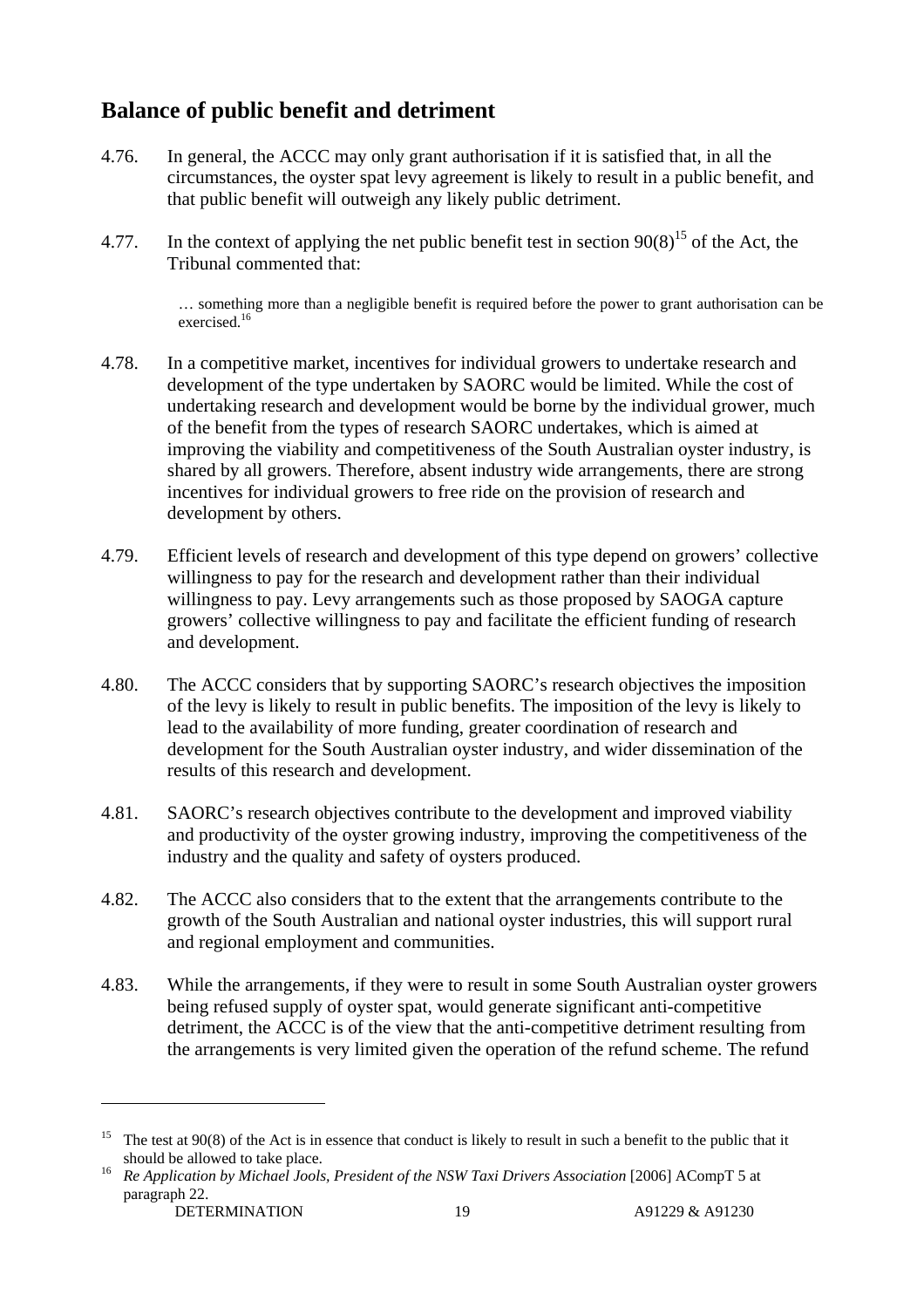## Balance of public benefit and detriment

4.76. In general, the ACCC may only grant authorisation if it is satisfied that, in all the circumstances, the oyster spat levy agreement is likely to result in a public benefit, and that public benefit will outweigh any likely public detriment.

4.77. In the context of applying the net public benefit test in section 90(8)[15] of the Act, the Tribunal commented that:

> … something more than a negligible benefit is required before the power to grant authorisation can be exercised.[16]

4.78. In a competitive market, incentives for individual growers to undertake research and development of the type undertaken by SAORC would be limited. While the cost of undertaking research and development would be borne by the individual grower, much of the benefit from the types of research SAORC undertakes, which is aimed at improving the viability and competitiveness of the South Australian oyster industry, is shared by all growers. Therefore, absent industry wide arrangements, there are strong incentives for individual growers to free ride on the provision of research and development by others.

4.79. Efficient levels of research and development of this type depend on growers' collective willingness to pay for the research and development rather than their individual willingness to pay. Levy arrangements such as those proposed by SAOGA capture growers' collective willingness to pay and facilitate the efficient funding of research and development.

4.80. The ACCC considers that by supporting SAORC's research objectives the imposition of the levy is likely to result in public benefits. The imposition of the levy is likely to lead to the availability of more funding, greater coordination of research and development for the South Australian oyster industry, and wider dissemination of the results of this research and development.

4.81. SAORC's research objectives contribute to the development and improved viability and productivity of the oyster growing industry, improving the competitiveness of the industry and the quality and safety of oysters produced.

4.82. The ACCC also considers that to the extent that the arrangements contribute to the growth of the South Australian and national oyster industries, this will support rural and regional employment and communities.

4.83. While the arrangements, if they were to result in some South Australian oyster growers being refused supply of oyster spat, would generate significant anti-competitive detriment, the ACCC is of the view that the anti-competitive detriment resulting from the arrangements is very limited given the operation of the refund scheme. The refund

---

[15] The test at 90(8) of the Act is in essence that conduct is likely to result in such a benefit to the public that it should be allowed to take place.

[16] *Re Application by Michael Jools, President of the NSW Taxi Drivers Association* [2006] ACompT 5 at paragraph 22.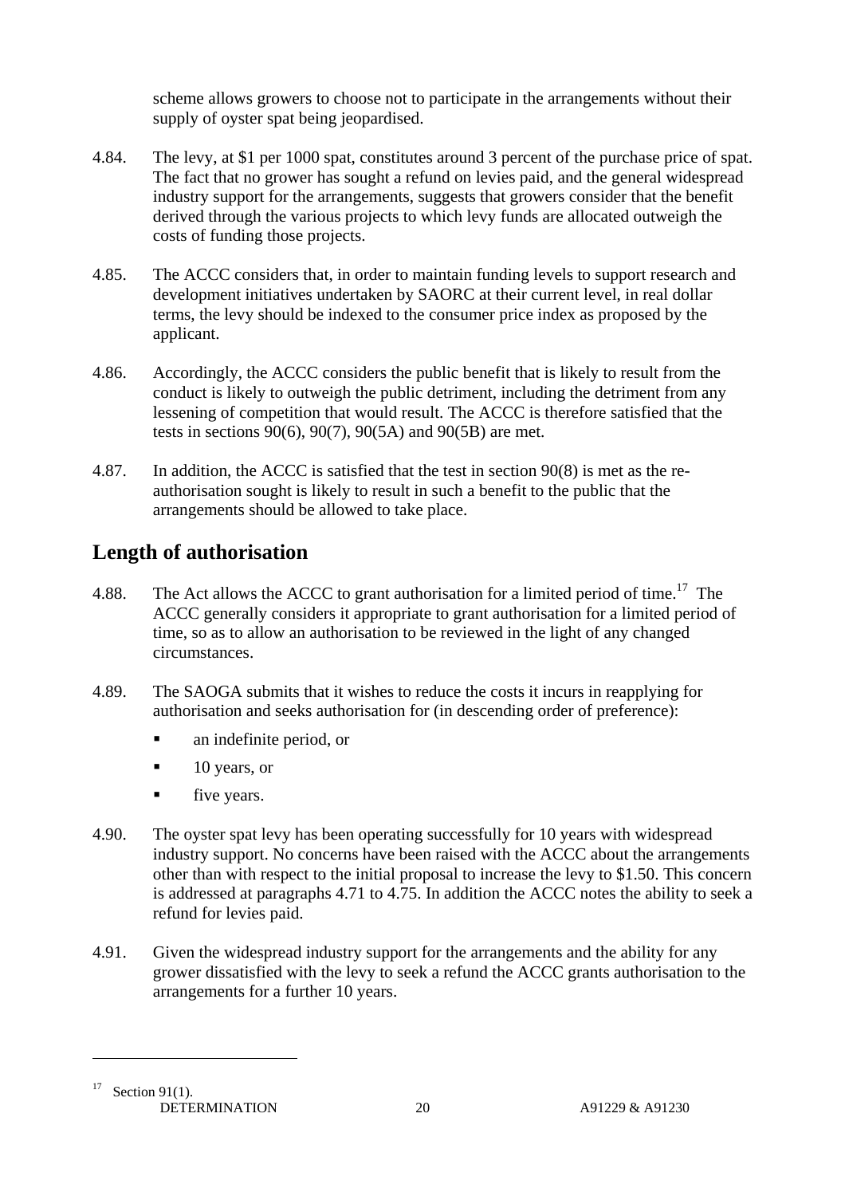scheme allows growers to choose not to participate in the arrangements without their supply of oyster spat being jeopardised.

4.84. The levy, at $1 per 1000 spat, constitutes around 3 percent of the purchase price of spat. The fact that no grower has sought a refund on levies paid, and the general widespread industry support for the arrangements, suggests that growers consider that the benefit derived through the various projects to which levy funds are allocated outweigh the costs of funding those projects.

4.85. The ACCC considers that, in order to maintain funding levels to support research and development initiatives undertaken by SAORC at their current level, in real dollar terms, the levy should be indexed to the consumer price index as proposed by the applicant.

4.86. Accordingly, the ACCC considers the public benefit that is likely to result from the conduct is likely to outweigh the public detriment, including the detriment from any lessening of competition that would result. The ACCC is therefore satisfied that the tests in sections 90(6), 90(7), 90(5A) and 90(5B) are met.

4.87. In addition, the ACCC is satisfied that the test in section 90(8) is met as the re-authorisation sought is likely to result in such a benefit to the public that the arrangements should be allowed to take place.

## Length of authorisation

4.88. The Act allows the ACCC to grant authorisation for a limited period of time.[17] The ACCC generally considers it appropriate to grant authorisation for a limited period of time, so as to allow an authorisation to be reviewed in the light of any changed circumstances.

4.89. The SAOGA submits that it wishes to reduce the costs it incurs in reapplying for authorisation and seeks authorisation for (in descending order of preference):

- an indefinite period, or
- 10 years, or
- five years.

4.90. The oyster spat levy has been operating successfully for 10 years with widespread industry support. No concerns have been raised with the ACCC about the arrangements other than with respect to the initial proposal to increase the levy to $1.50. This concern is addressed at paragraphs 4.71 to 4.75. In addition the ACCC notes the ability to seek a refund for levies paid.

4.91. Given the widespread industry support for the arrangements and the ability for any grower dissatisfied with the levy to seek a refund the ACCC grants authorisation to the arrangements for a further 10 years.

---

[17] Section 91(1).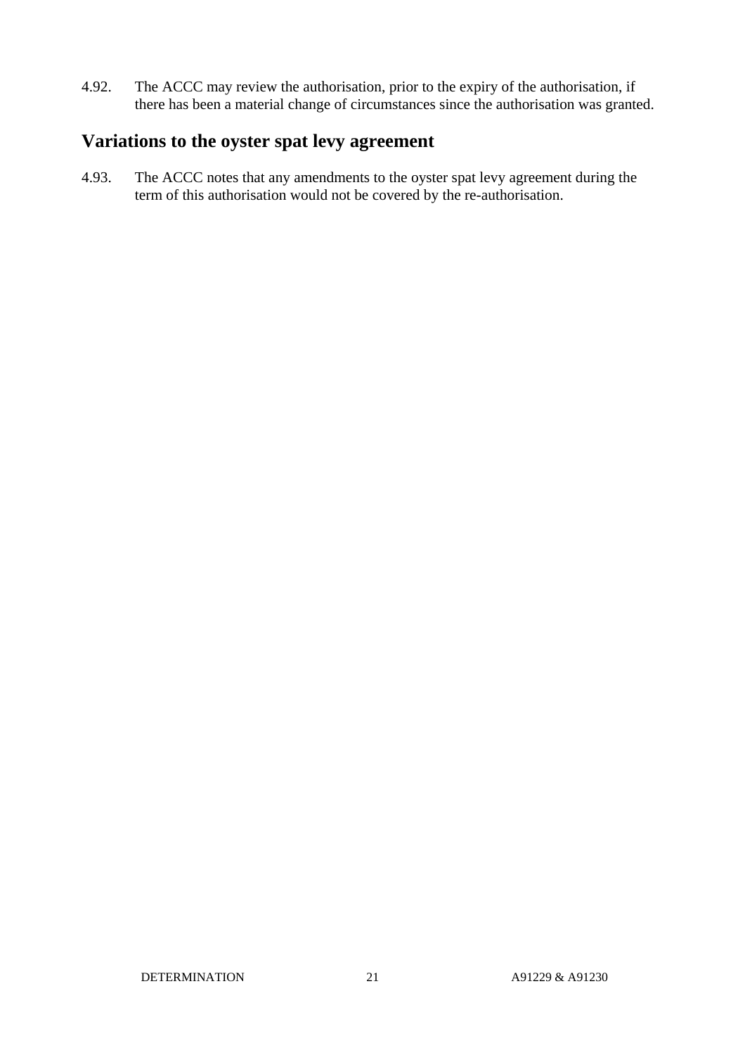4.92. The ACCC may review the authorisation, prior to the expiry of the authorisation, if there has been a material change of circumstances since the authorisation was granted.

## Variations to the oyster spat levy agreement

4.93. The ACCC notes that any amendments to the oyster spat levy agreement during the term of this authorisation would not be covered by the re-authorisation.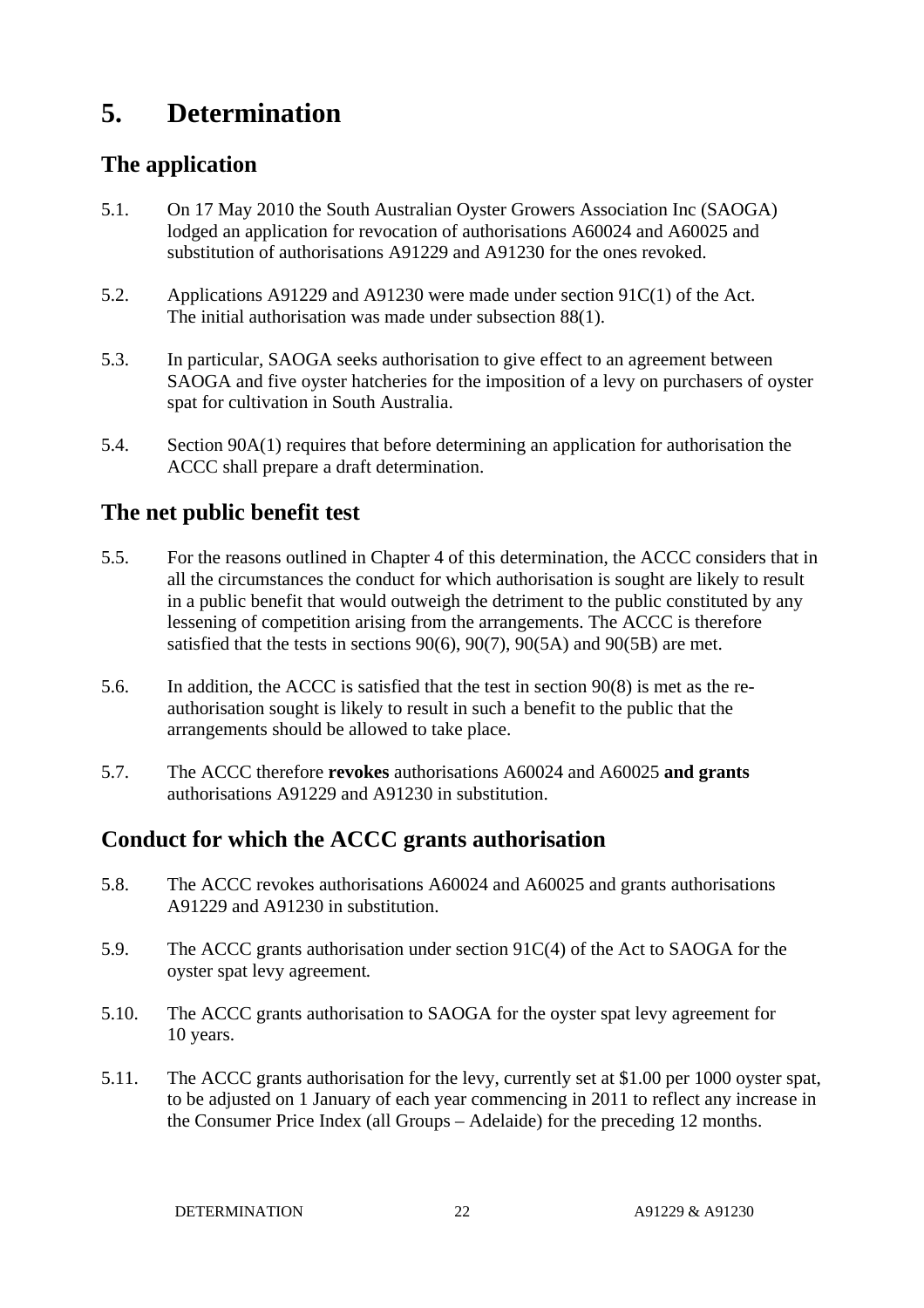# 5. Determination

## The application

5.1. On 17 May 2010 the South Australian Oyster Growers Association Inc (SAOGA) lodged an application for revocation of authorisations A60024 and A60025 and substitution of authorisations A91229 and A91230 for the ones revoked.

5.2. Applications A91229 and A91230 were made under section 91C(1) of the Act. The initial authorisation was made under subsection 88(1).

5.3. In particular, SAOGA seeks authorisation to give effect to an agreement between SAOGA and five oyster hatcheries for the imposition of a levy on purchasers of oyster spat for cultivation in South Australia.

5.4. Section 90A(1) requires that before determining an application for authorisation the ACCC shall prepare a draft determination.

## The net public benefit test

5.5. For the reasons outlined in Chapter 4 of this determination, the ACCC considers that in all the circumstances the conduct for which authorisation is sought are likely to result in a public benefit that would outweigh the detriment to the public constituted by any lessening of competition arising from the arrangements. The ACCC is therefore satisfied that the tests in sections 90(6), 90(7), 90(5A) and 90(5B) are met.

5.6. In addition, the ACCC is satisfied that the test in section 90(8) is met as the re-authorisation sought is likely to result in such a benefit to the public that the arrangements should be allowed to take place.

5.7. The ACCC therefore **revokes** authorisations A60024 and A60025 **and grants** authorisations A91229 and A91230 in substitution.

## Conduct for which the ACCC grants authorisation

5.8. The ACCC revokes authorisations A60024 and A60025 and grants authorisations A91229 and A91230 in substitution.

5.9. The ACCC grants authorisation under section 91C(4) of the Act to SAOGA for the oyster spat levy agreement*.*

5.10. The ACCC grants authorisation to SAOGA for the oyster spat levy agreement for 10 years.

5.11. The ACCC grants authorisation for the levy, currently set at $1.00 per 1000 oyster spat, to be adjusted on 1 January of each year commencing in 2011 to reflect any increase in the Consumer Price Index (all Groups – Adelaide) for the preceding 12 months.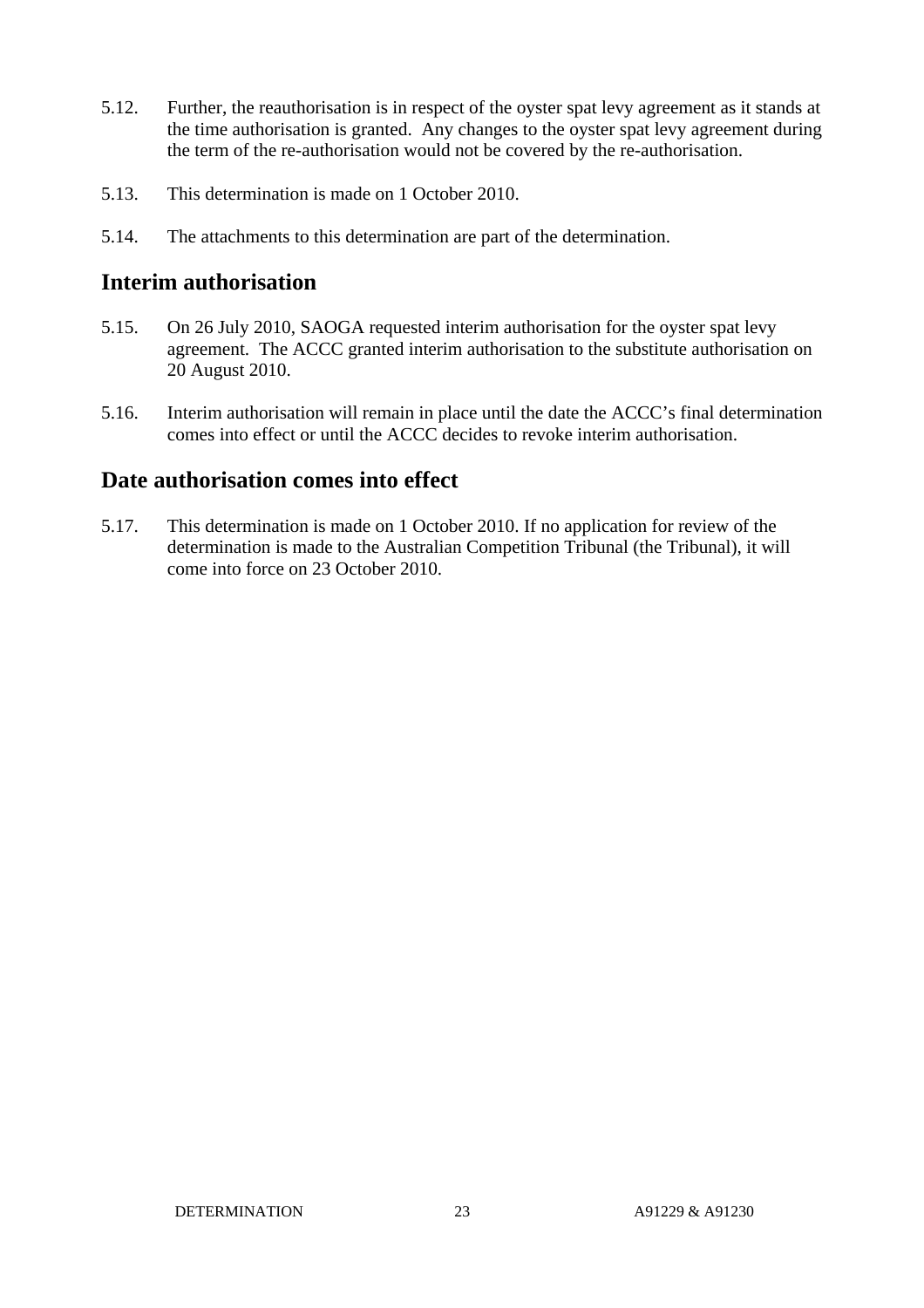5.12. Further, the reauthorisation is in respect of the oyster spat levy agreement as it stands at the time authorisation is granted. Any changes to the oyster spat levy agreement during the term of the re-authorisation would not be covered by the re-authorisation.

5.13. This determination is made on 1 October 2010.

5.14. The attachments to this determination are part of the determination.

## Interim authorisation

5.15. On 26 July 2010, SAOGA requested interim authorisation for the oyster spat levy agreement. The ACCC granted interim authorisation to the substitute authorisation on 20 August 2010.

5.16. Interim authorisation will remain in place until the date the ACCC's final determination comes into effect or until the ACCC decides to revoke interim authorisation.

## Date authorisation comes into effect

5.17. This determination is made on 1 October 2010. If no application for review of the determination is made to the Australian Competition Tribunal (the Tribunal), it will come into force on 23 October 2010.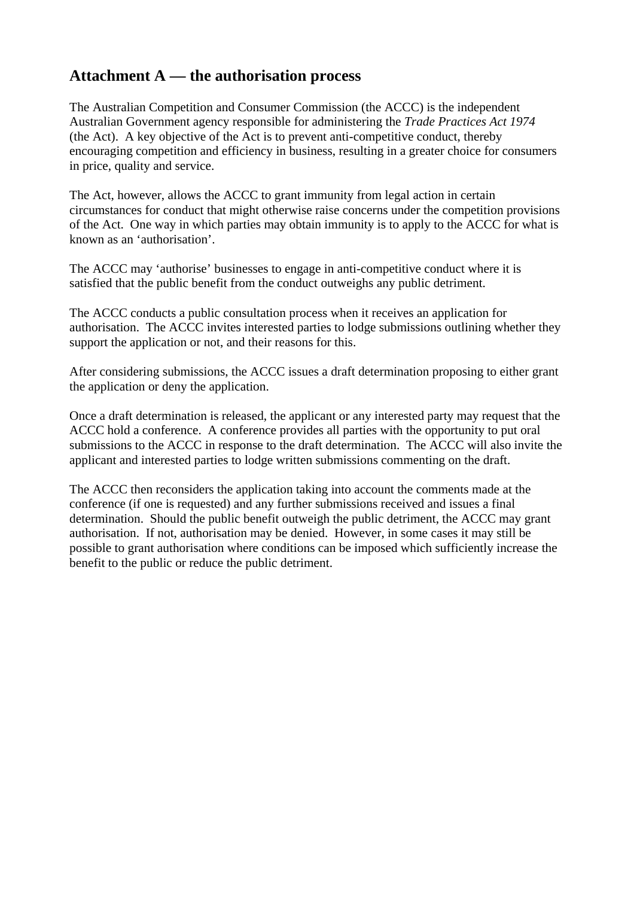## Attachment A — the authorisation process

The Australian Competition and Consumer Commission (the ACCC) is the independent Australian Government agency responsible for administering the *Trade Practices Act 1974* (the Act). A key objective of the Act is to prevent anti-competitive conduct, thereby encouraging competition and efficiency in business, resulting in a greater choice for consumers in price, quality and service.

The Act, however, allows the ACCC to grant immunity from legal action in certain circumstances for conduct that might otherwise raise concerns under the competition provisions of the Act. One way in which parties may obtain immunity is to apply to the ACCC for what is known as an 'authorisation'.

The ACCC may 'authorise' businesses to engage in anti-competitive conduct where it is satisfied that the public benefit from the conduct outweighs any public detriment.

The ACCC conducts a public consultation process when it receives an application for authorisation. The ACCC invites interested parties to lodge submissions outlining whether they support the application or not, and their reasons for this.

After considering submissions, the ACCC issues a draft determination proposing to either grant the application or deny the application.

Once a draft determination is released, the applicant or any interested party may request that the ACCC hold a conference. A conference provides all parties with the opportunity to put oral submissions to the ACCC in response to the draft determination. The ACCC will also invite the applicant and interested parties to lodge written submissions commenting on the draft.

The ACCC then reconsiders the application taking into account the comments made at the conference (if one is requested) and any further submissions received and issues a final determination. Should the public benefit outweigh the public detriment, the ACCC may grant authorisation. If not, authorisation may be denied. However, in some cases it may still be possible to grant authorisation where conditions can be imposed which sufficiently increase the benefit to the public or reduce the public detriment.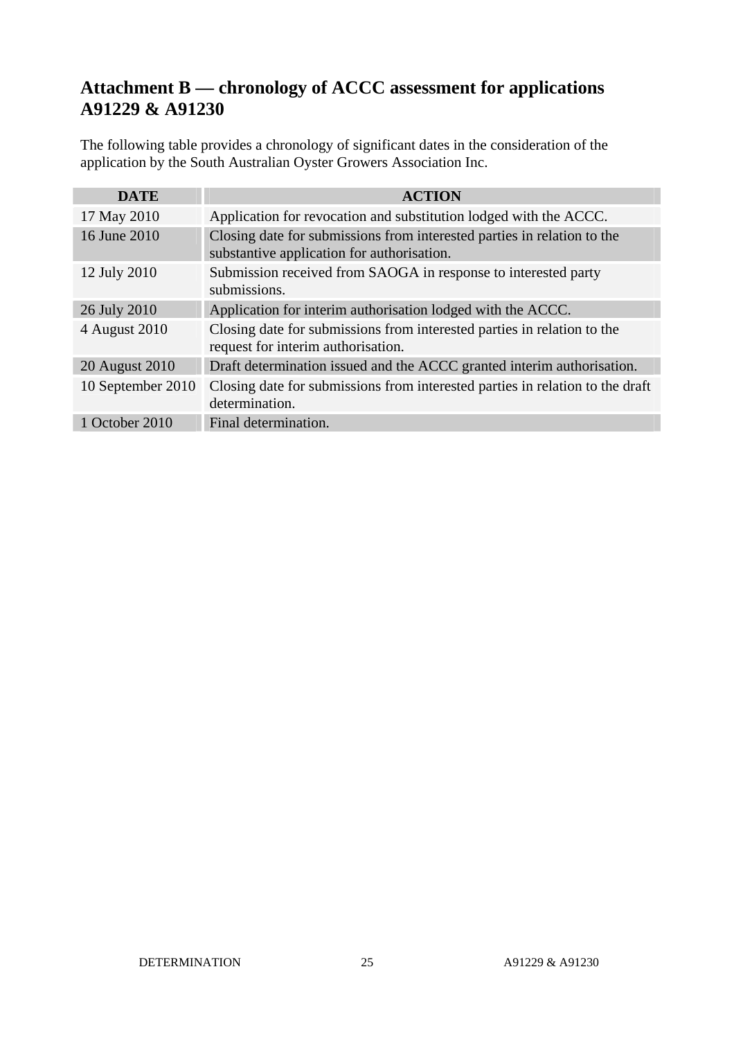## Attachment B — chronology of ACCC assessment for applications A91229 & A91230

The following table provides a chronology of significant dates in the consideration of the application by the South Australian Oyster Growers Association Inc.

| DATE | ACTION |
|---|---|
| 17 May 2010 | Application for revocation and substitution lodged with the ACCC. |
| 16 June 2010 | Closing date for submissions from interested parties in relation to the substantive application for authorisation. |
| 12 July 2010 | Submission received from SAOGA in response to interested party submissions. |
| 26 July 2010 | Application for interim authorisation lodged with the ACCC. |
| 4 August 2010 | Closing date for submissions from interested parties in relation to the request for interim authorisation. |
| 20 August 2010 | Draft determination issued and the ACCC granted interim authorisation. |
| 10 September 2010 | Closing date for submissions from interested parties in relation to the draft determination. |
| 1 October 2010 | Final determination. |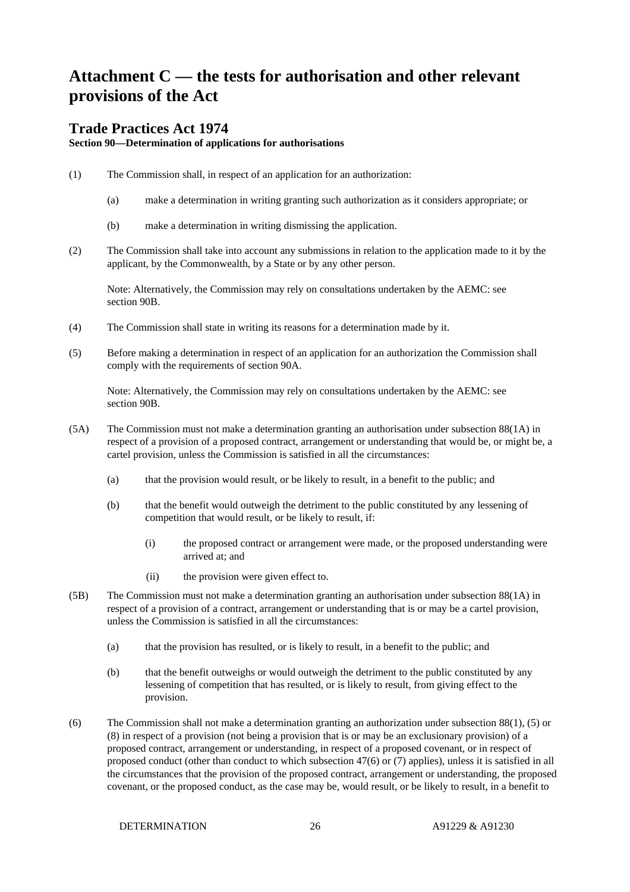# Attachment C — the tests for authorisation and other relevant provisions of the Act

## Trade Practices Act 1974

**Section 90—Determination of applications for authorisations**

(1) The Commission shall, in respect of an application for an authorization:

(a) make a determination in writing granting such authorization as it considers appropriate; or

(b) make a determination in writing dismissing the application.

(2) The Commission shall take into account any submissions in relation to the application made to it by the applicant, by the Commonwealth, by a State or by any other person.

Note: Alternatively, the Commission may rely on consultations undertaken by the AEMC: see section 90B.

(4) The Commission shall state in writing its reasons for a determination made by it.

(5) Before making a determination in respect of an application for an authorization the Commission shall comply with the requirements of section 90A.

Note: Alternatively, the Commission may rely on consultations undertaken by the AEMC: see section 90B.

(5A) The Commission must not make a determination granting an authorisation under subsection 88(1A) in respect of a provision of a proposed contract, arrangement or understanding that would be, or might be, a cartel provision, unless the Commission is satisfied in all the circumstances:

(a) that the provision would result, or be likely to result, in a benefit to the public; and

(b) that the benefit would outweigh the detriment to the public constituted by any lessening of competition that would result, or be likely to result, if:

(i) the proposed contract or arrangement were made, or the proposed understanding were arrived at; and

(ii) the provision were given effect to.

(5B) The Commission must not make a determination granting an authorisation under subsection 88(1A) in respect of a provision of a contract, arrangement or understanding that is or may be a cartel provision, unless the Commission is satisfied in all the circumstances:

(a) that the provision has resulted, or is likely to result, in a benefit to the public; and

(b) that the benefit outweighs or would outweigh the detriment to the public constituted by any lessening of competition that has resulted, or is likely to result, from giving effect to the provision.

(6) The Commission shall not make a determination granting an authorization under subsection 88(1), (5) or (8) in respect of a provision (not being a provision that is or may be an exclusionary provision) of a proposed contract, arrangement or understanding, in respect of a proposed covenant, or in respect of proposed conduct (other than conduct to which subsection 47(6) or (7) applies), unless it is satisfied in all the circumstances that the provision of the proposed contract, arrangement or understanding, the proposed covenant, or the proposed conduct, as the case may be, would result, or be likely to result, in a benefit to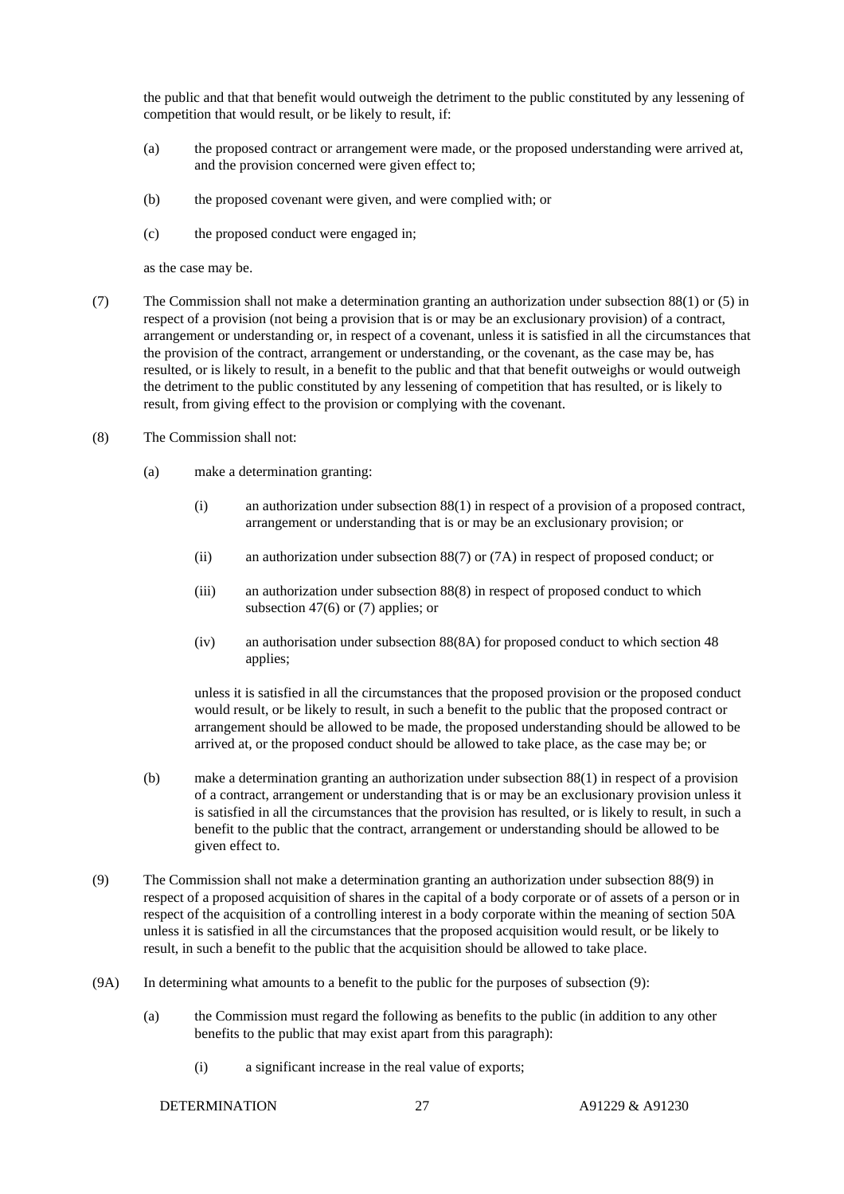the public and that that benefit would outweigh the detriment to the public constituted by any lessening of competition that would result, or be likely to result, if:

(a) the proposed contract or arrangement were made, or the proposed understanding were arrived at, and the provision concerned were given effect to;

(b) the proposed covenant were given, and were complied with; or

(c) the proposed conduct were engaged in;

as the case may be.

(7) The Commission shall not make a determination granting an authorization under subsection 88(1) or (5) in respect of a provision (not being a provision that is or may be an exclusionary provision) of a contract, arrangement or understanding or, in respect of a covenant, unless it is satisfied in all the circumstances that the provision of the contract, arrangement or understanding, or the covenant, as the case may be, has resulted, or is likely to result, in a benefit to the public and that that benefit outweighs or would outweigh the detriment to the public constituted by any lessening of competition that has resulted, or is likely to result, from giving effect to the provision or complying with the covenant.

(8) The Commission shall not:

(a) make a determination granting:

(i) an authorization under subsection 88(1) in respect of a provision of a proposed contract, arrangement or understanding that is or may be an exclusionary provision; or

(ii) an authorization under subsection 88(7) or (7A) in respect of proposed conduct; or

(iii) an authorization under subsection 88(8) in respect of proposed conduct to which subsection 47(6) or (7) applies; or

(iv) an authorisation under subsection 88(8A) for proposed conduct to which section 48 applies;

unless it is satisfied in all the circumstances that the proposed provision or the proposed conduct would result, or be likely to result, in such a benefit to the public that the proposed contract or arrangement should be allowed to be made, the proposed understanding should be allowed to be arrived at, or the proposed conduct should be allowed to take place, as the case may be; or

(b) make a determination granting an authorization under subsection 88(1) in respect of a provision of a contract, arrangement or understanding that is or may be an exclusionary provision unless it is satisfied in all the circumstances that the provision has resulted, or is likely to result, in such a benefit to the public that the contract, arrangement or understanding should be allowed to be given effect to.

(9) The Commission shall not make a determination granting an authorization under subsection 88(9) in respect of a proposed acquisition of shares in the capital of a body corporate or of assets of a person or in respect of the acquisition of a controlling interest in a body corporate within the meaning of section 50A unless it is satisfied in all the circumstances that the proposed acquisition would result, or be likely to result, in such a benefit to the public that the acquisition should be allowed to take place.

(9A) In determining what amounts to a benefit to the public for the purposes of subsection (9):

(a) the Commission must regard the following as benefits to the public (in addition to any other benefits to the public that may exist apart from this paragraph):

(i) a significant increase in the real value of exports;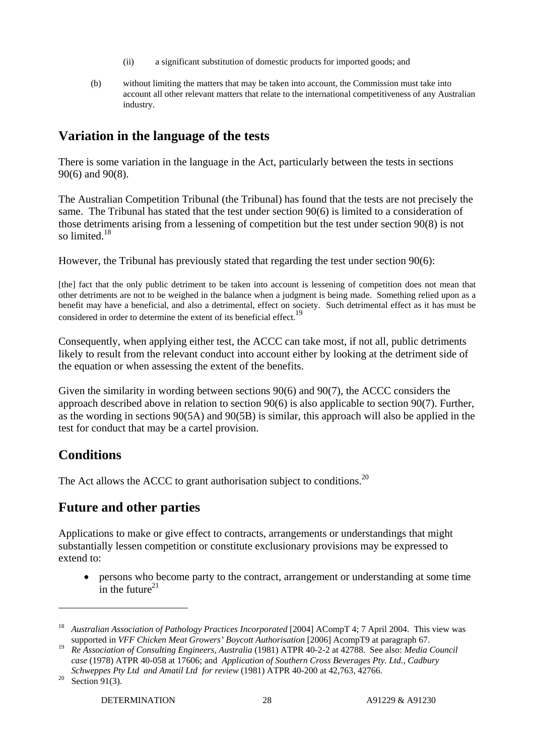(ii) a significant substitution of domestic products for imported goods; and

(b) without limiting the matters that may be taken into account, the Commission must take into account all other relevant matters that relate to the international competitiveness of any Australian industry.

## Variation in the language of the tests

There is some variation in the language in the Act, particularly between the tests in sections 90(6) and 90(8).

The Australian Competition Tribunal (the Tribunal) has found that the tests are not precisely the same. The Tribunal has stated that the test under section 90(6) is limited to a consideration of those detriments arising from a lessening of competition but the test under section 90(8) is not so limited.[18]

However, the Tribunal has previously stated that regarding the test under section 90(6):

> [the] fact that the only public detriment to be taken into account is lessening of competition does not mean that other detriments are not to be weighed in the balance when a judgment is being made. Something relied upon as a benefit may have a beneficial, and also a detrimental, effect on society. Such detrimental effect as it has must be considered in order to determine the extent of its beneficial effect.[19]

Consequently, when applying either test, the ACCC can take most, if not all, public detriments likely to result from the relevant conduct into account either by looking at the detriment side of the equation or when assessing the extent of the benefits.

Given the similarity in wording between sections 90(6) and 90(7), the ACCC considers the approach described above in relation to section 90(6) is also applicable to section 90(7). Further, as the wording in sections 90(5A) and 90(5B) is similar, this approach will also be applied in the test for conduct that may be a cartel provision.

## Conditions

The Act allows the ACCC to grant authorisation subject to conditions.[20]

## Future and other parties

Applications to make or give effect to contracts, arrangements or understandings that might substantially lessen competition or constitute exclusionary provisions may be expressed to extend to:

- persons who become party to the contract, arrangement or understanding at some time in the future[21]

---

[18] *Australian Association of Pathology Practices Incorporated* [2004] ACompT 4; 7 April 2004. This view was supported in *VFF Chicken Meat Growers' Boycott Authorisation* [2006] AcompT9 at paragraph 67.

[19] *Re Association of Consulting Engineers, Australia* (1981) ATPR 40-2-2 at 42788. See also: *Media Council case* (1978) ATPR 40-058 at 17606; and *Application of Southern Cross Beverages Pty. Ltd., Cadbury Schweppes Pty Ltd and Amatil Ltd for review* (1981) ATPR 40-200 at 42,763, 42766.

[20] Section 91(3).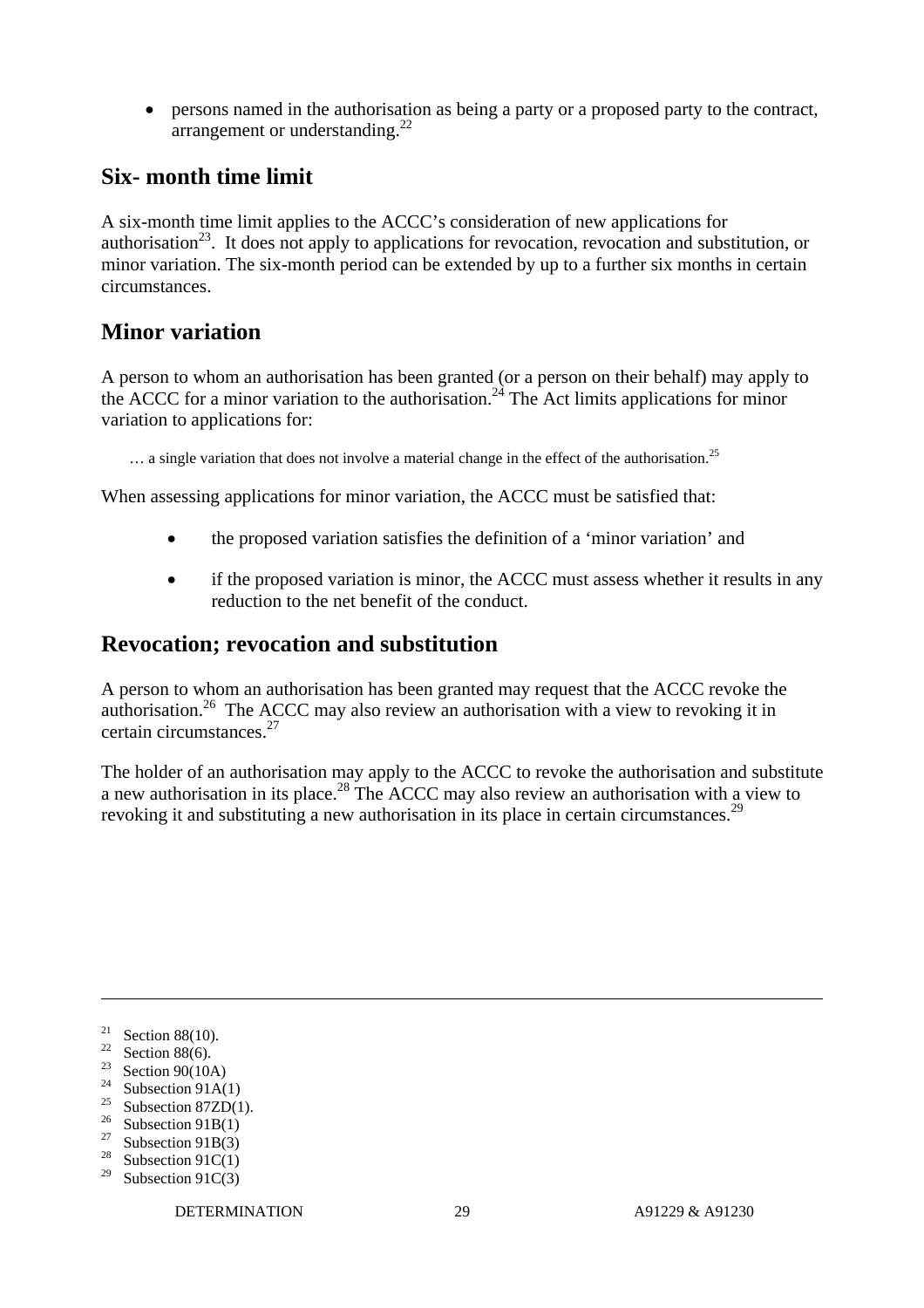- persons named in the authorisation as being a party or a proposed party to the contract, arrangement or understanding.[22]

## Six- month time limit

A six-month time limit applies to the ACCC's consideration of new applications for authorisation[23]. It does not apply to applications for revocation, revocation and substitution, or minor variation. The six-month period can be extended by up to a further six months in certain circumstances.

## Minor variation

A person to whom an authorisation has been granted (or a person on their behalf) may apply to the ACCC for a minor variation to the authorisation.[24] The Act limits applications for minor variation to applications for:

> … a single variation that does not involve a material change in the effect of the authorisation.[25]

When assessing applications for minor variation, the ACCC must be satisfied that:

- the proposed variation satisfies the definition of a 'minor variation' and
- if the proposed variation is minor, the ACCC must assess whether it results in any reduction to the net benefit of the conduct.

## Revocation; revocation and substitution

A person to whom an authorisation has been granted may request that the ACCC revoke the authorisation.[26] The ACCC may also review an authorisation with a view to revoking it in certain circumstances.[27]

The holder of an authorisation may apply to the ACCC to revoke the authorisation and substitute a new authorisation in its place.[28] The ACCC may also review an authorisation with a view to revoking it and substituting a new authorisation in its place in certain circumstances.[29]

---

[21] Section 88(10).
[22] Section 88(6).
[23] Section 90(10A)
[24] Subsection 91A(1)
[25] Subsection 87ZD(1).
[26] Subsection 91B(1)
[27] Subsection 91B(3)
[28] Subsection 91C(1)
[29] Subsection 91C(3)